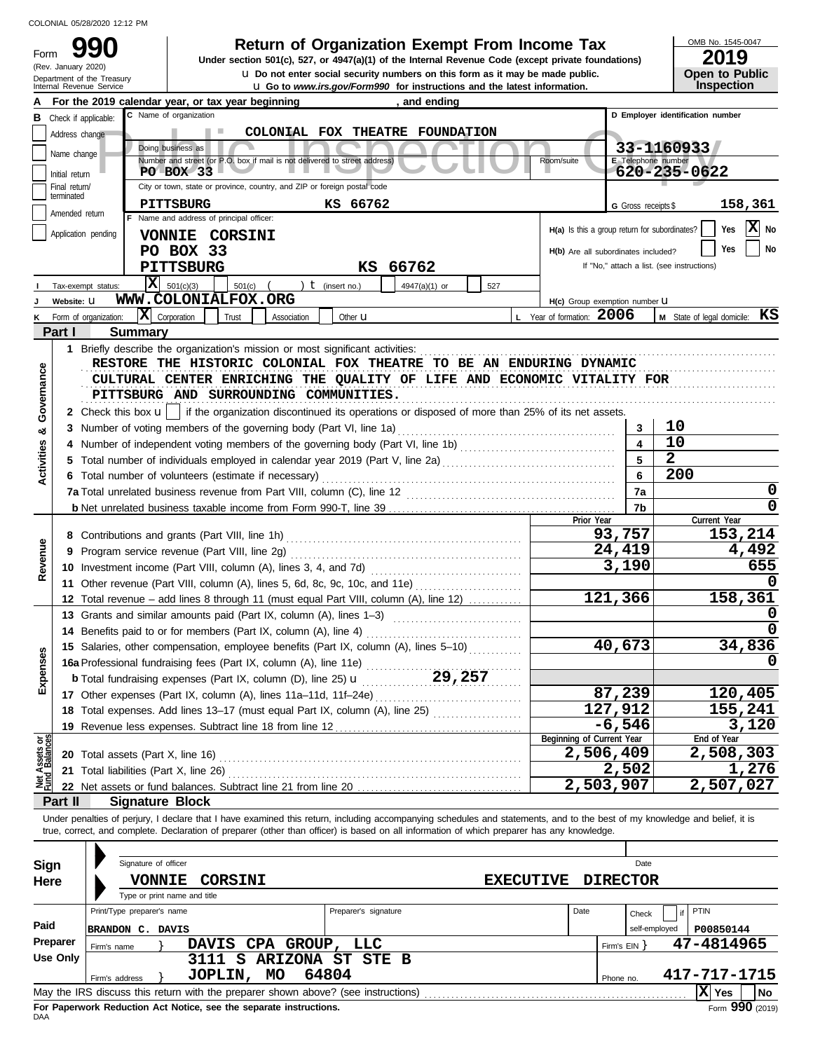COLONIAL 05/28/2020 12:12 PM

# Form 990 — Return of Organization Exempt From Income Tax

(Rev. January 2020)
Department of the Treasury
Internal Revenue Service

Under section 501(c), 527, or 4947(a)(1) of the Internal Revenue Code (except private foundations)

u Do not enter social security numbers on this form as it may be made public.

u Go to *www.irs.gov/Form990* for instructions and the latest information.

OMB No. 1545-0047

**2019**

**Open to Public Inspection**

Public Inspection Copy

**A** For the 2019 calendar year, or tax year beginning , and ending

**B** Check if applicable:
- Address change
- Name change
- Initial return
- Final return/terminated
- Amended return
- Application pending

**C** Name of organization: COLONIAL FOX THEATRE FOUNDATION

Doing business as

Number and street (or P.O. box if mail is not delivered to street address): PO BOX 33 — Room/suite

City or town, state or province, country, and ZIP or foreign postal code: PITTSBURG KS 66762

**D** Employer identification number: 33-1160933

**E** Telephone number: 620-235-0622

**G** Gross receipts $ 158,361

**F** Name and address of principal officer:
VONNIE CORSINI
PO BOX 33
PITTSBURG KS 66762

**H(a)** Is this a group return for subordinates? Yes [ ] No [X]

**H(b)** Are all subordinates included? Yes [ ] No [ ]
If "No," attach a list. (see instructions)

**I** Tax-exempt status: [X] 501(c)(3) [ ] 501(c) ( ) t (insert no.) [ ] 4947(a)(1) or [ ] 527

**J** Website: u WWW.COLONIALFOX.ORG

**H(c)** Group exemption number u

**K** Form of organization: [X] Corporation [ ] Trust [ ] Association [ ] Other u

**L** Year of formation: 2006

**M** State of legal domicile: KS

## Part I Summary

**Activities & Governance**

1 Briefly describe the organization's mission or most significant activities:
RESTORE THE HISTORIC COLONIAL FOX THEATRE TO BE AN ENDURING DYNAMIC CULTURAL CENTER ENRICHING THE QUALITY OF LIFE AND ECONOMIC VITALITY FOR PITTSBURG AND SURROUNDING COMMUNITIES.

2 Check this box u [ ] if the organization discontinued its operations or disposed of more than 25% of its net assets.

| | | |
|---|---|---|
| 3 Number of voting members of the governing body (Part VI, line 1a) | 3 | 10 |
| 4 Number of independent voting members of the governing body (Part VI, line 1b) | 4 | 10 |
| 5 Total number of individuals employed in calendar year 2019 (Part V, line 2a) | 5 | 2 |
| 6 Total number of volunteers (estimate if necessary) | 6 | 200 |
| 7a Total unrelated business revenue from Part VIII, column (C), line 12 | 7a | 0 |
| b Net unrelated business taxable income from Form 990-T, line 39 | 7b | 0 |

| | Prior Year | Current Year |
|---|---|---|
| **Revenue** | | |
| 8 Contributions and grants (Part VIII, line 1h) | 93,757 | 153,214 |
| 9 Program service revenue (Part VIII, line 2g) | 24,419 | 4,492 |
| 10 Investment income (Part VIII, column (A), lines 3, 4, and 7d) | 3,190 | 655 |
| 11 Other revenue (Part VIII, column (A), lines 5, 6d, 8c, 9c, 10c, and 11e) | | 0 |
| 12 Total revenue – add lines 8 through 11 (must equal Part VIII, column (A), line 12) | 121,366 | 158,361 |
| **Expenses** | | |
| 13 Grants and similar amounts paid (Part IX, column (A), lines 1–3) | | 0 |
| 14 Benefits paid to or for members (Part IX, column (A), line 4) | | 0 |
| 15 Salaries, other compensation, employee benefits (Part IX, column (A), lines 5–10) | 40,673 | 34,836 |
| 16a Professional fundraising fees (Part IX, column (A), line 11e) | | 0 |
| b Total fundraising expenses (Part IX, column (D), line 25) u 29,257 | | |
| 17 Other expenses (Part IX, column (A), lines 11a–11d, 11f–24e) | 87,239 | 120,405 |
| 18 Total expenses. Add lines 13–17 (must equal Part IX, column (A), line 25) | 127,912 | 155,241 |
| 19 Revenue less expenses. Subtract line 18 from line 12 | -6,546 | 3,120 |

| **Net Assets or Fund Balances** | Beginning of Current Year | End of Year |
|---|---|---|
| 20 Total assets (Part X, line 16) | 2,506,409 | 2,508,303 |
| 21 Total liabilities (Part X, line 26) | 2,502 | 1,276 |
| 22 Net assets or fund balances. Subtract line 21 from line 20 | 2,503,907 | 2,507,027 |

## Part II Signature Block

Under penalties of perjury, I declare that I have examined this return, including accompanying schedules and statements, and to the best of my knowledge and belief, it is true, correct, and complete. Declaration of preparer (other than officer) is based on all information of which preparer has any knowledge.

**Sign Here**

Signature of officer — Date

VONNIE CORSINI EXECUTIVE DIRECTOR
Type or print name and title

**Paid Preparer Use Only**

| Print/Type preparer's name | Preparer's signature | Date | Check [ ] if self-employed | PTIN |
|---|---|---|---|---|
| BRANDON C. DAVIS | | | | P00850144 |

Firm's name } DAVIS CPA GROUP, LLC — Firm's EIN } 47-4814965

Firm's address } 3111 S ARIZONA ST STE B, JOPLIN, MO 64804 — Phone no. 417-717-1715

May the IRS discuss this return with the preparer shown above? (see instructions) [X] Yes [ ] No

**For Paperwork Reduction Act Notice, see the separate instructions.**

DAA

Form **990** (2019)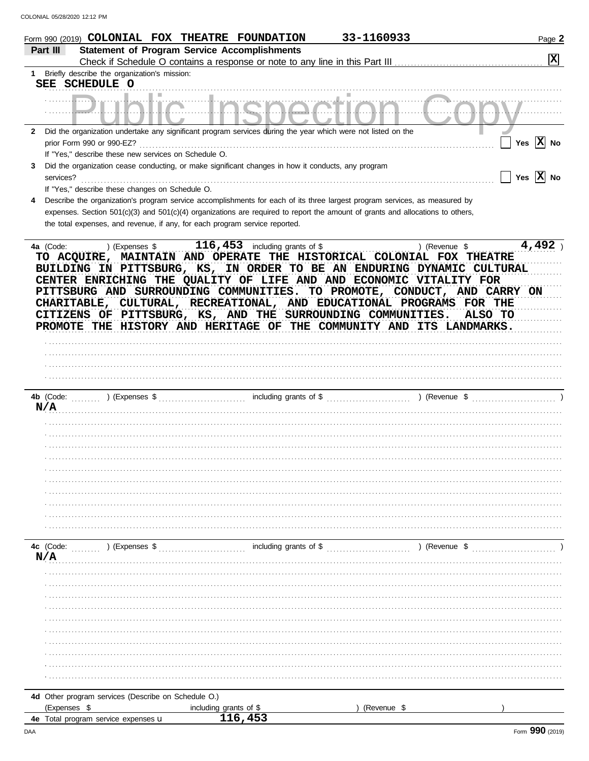Form 990 (2019) COLONIAL FOX THEATRE FOUNDATION 33-1160933

## Part III Statement of Program Service Accomplishments

Check if Schedule O contains a response or note to any line in this Part III [X]

1 Briefly describe the organization's mission:

SEE SCHEDULE O

2 Did the organization undertake any significant program services during the year which were not listed on the prior Form 990 or 990-EZ? [ ] Yes [X] No

If "Yes," describe these new services on Schedule O.

3 Did the organization cease conducting, or make significant changes in how it conducts, any program services? [ ] Yes [X] No

If "Yes," describe these changes on Schedule O.

4 Describe the organization's program service accomplishments for each of its three largest program services, as measured by expenses. Section 501(c)(3) and 501(c)(4) organizations are required to report the amount of grants and allocations to others, the total expenses, and revenue, if any, for each program service reported.

4a (Code: ) (Expenses $ 116,453 including grants of $ ) (Revenue $ 4,492 )

TO ACQUIRE, MAINTAIN AND OPERATE THE HISTORICAL COLONIAL FOX THEATRE BUILDING IN PITTSBURG, KS, IN ORDER TO BE AN ENDURING DYNAMIC CULTURAL CENTER ENRICHING THE QUALITY OF LIFE AND AND ECONOMIC VITALITY FOR PITTSBURG AND SURROUNDING COMMUNITIES. TO PROMOTE, CONDUCT, AND CARRY ON CHARITABLE, CULTURAL, RECREATIONAL, AND EDUCATIONAL PROGRAMS FOR THE CITIZENS OF PITTSBURG, KS, AND THE SURROUNDING COMMUNITIES. ALSO TO PROMOTE THE HISTORY AND HERITAGE OF THE COMMUNITY AND ITS LANDMARKS.

4b (Code: ) (Expenses $ including grants of $ ) (Revenue $ )

N/A

4c (Code: ) (Expenses $ including grants of $ ) (Revenue $ )

N/A

4d Other program services (Describe on Schedule O.)

(Expenses $ including grants of $ ) (Revenue $ )

4e Total program service expenses 116,453

Form 990 (2019)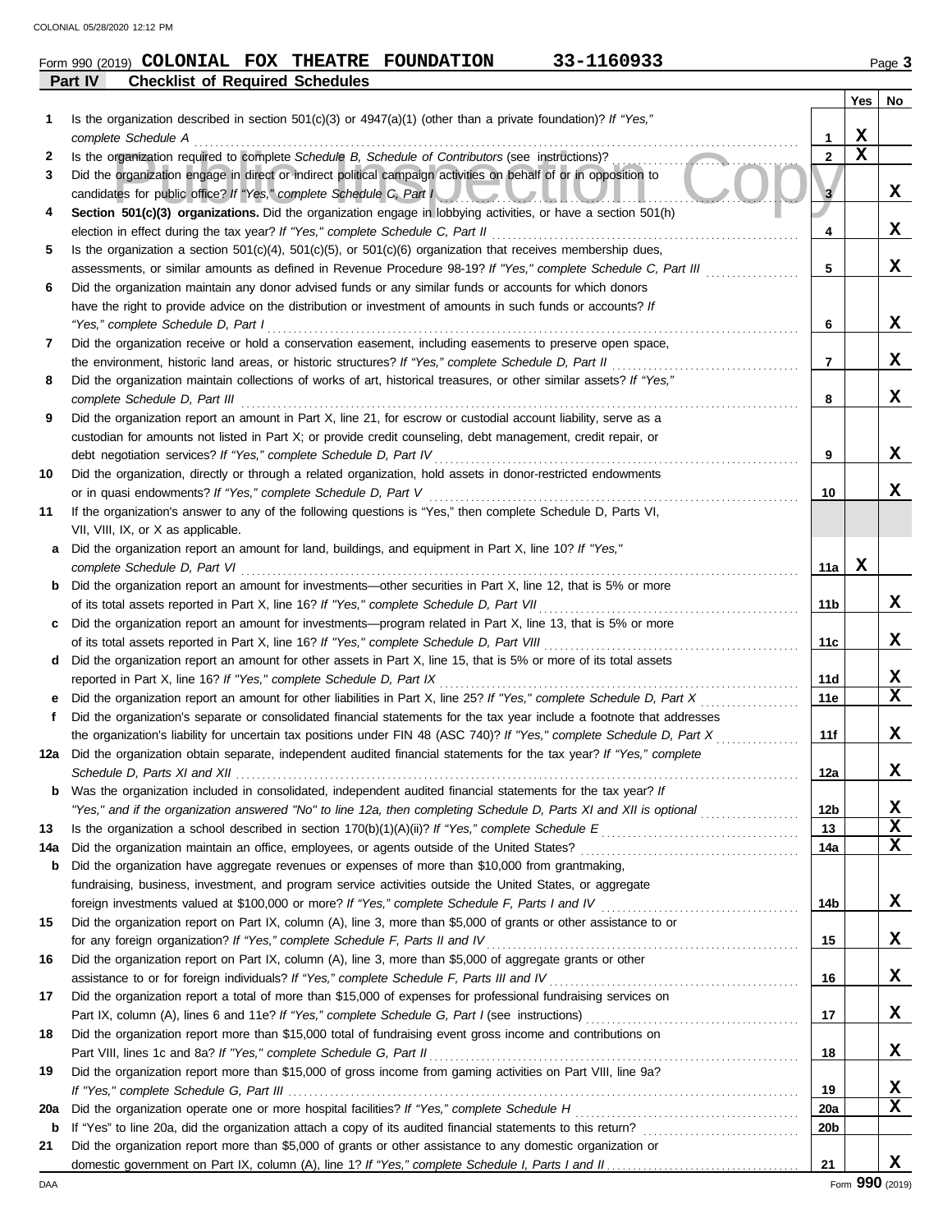Form 990 (2019) **COLONIAL FOX THEATRE FOUNDATION 33-1160933** Page 3

## Part IV Checklist of Required Schedules

| | | | Yes | No |
|---|---|---|---|---|
| 1 | Is the organization described in section 501(c)(3) or 4947(a)(1) (other than a private foundation)? *If "Yes," complete Schedule A* | 1 | X | |
| 2 | Is the organization required to complete *Schedule B, Schedule of Contributors* (see instructions)? | 2 | X | |
| 3 | Did the organization engage in direct or indirect political campaign activities on behalf of or in opposition to candidates for public office? *If "Yes," complete Schedule C, Part I* | 3 | | X |
| 4 | **Section 501(c)(3) organizations.** Did the organization engage in lobbying activities, or have a section 501(h) election in effect during the tax year? *If "Yes," complete Schedule C, Part II* | 4 | | X |
| 5 | Is the organization a section 501(c)(4), 501(c)(5), or 501(c)(6) organization that receives membership dues, assessments, or similar amounts as defined in Revenue Procedure 98-19? *If "Yes," complete Schedule C, Part III* | 5 | | X |
| 6 | Did the organization maintain any donor advised funds or any similar funds or accounts for which donors have the right to provide advice on the distribution or investment of amounts in such funds or accounts? *If "Yes," complete Schedule D, Part I* | 6 | | X |
| 7 | Did the organization receive or hold a conservation easement, including easements to preserve open space, the environment, historic land areas, or historic structures? *If "Yes," complete Schedule D, Part II* | 7 | | X |
| 8 | Did the organization maintain collections of works of art, historical treasures, or other similar assets? *If "Yes," complete Schedule D, Part III* | 8 | | X |
| 9 | Did the organization report an amount in Part X, line 21, for escrow or custodial account liability, serve as a custodian for amounts not listed in Part X; or provide credit counseling, debt management, credit repair, or debt negotiation services? *If "Yes," complete Schedule D, Part IV* | 9 | | X |
| 10 | Did the organization, directly or through a related organization, hold assets in donor-restricted endowments or in quasi endowments? *If "Yes," complete Schedule D, Part V* | 10 | | X |
| 11 | If the organization's answer to any of the following questions is "Yes," then complete Schedule D, Parts VI, VII, VIII, IX, or X as applicable. | | | |
| a | Did the organization report an amount for land, buildings, and equipment in Part X, line 10? *If "Yes," complete Schedule D, Part VI* | 11a | X | |
| b | Did the organization report an amount for investments—other securities in Part X, line 12, that is 5% or more of its total assets reported in Part X, line 16? *If "Yes," complete Schedule D, Part VII* | 11b | | X |
| c | Did the organization report an amount for investments—program related in Part X, line 13, that is 5% or more of its total assets reported in Part X, line 16? *If "Yes," complete Schedule D, Part VIII* | 11c | | X |
| d | Did the organization report an amount for other assets in Part X, line 15, that is 5% or more of its total assets reported in Part X, line 16? *If "Yes," complete Schedule D, Part IX* | 11d | | X |
| e | Did the organization report an amount for other liabilities in Part X, line 25? *If "Yes," complete Schedule D, Part X* | 11e | | X |
| f | Did the organization's separate or consolidated financial statements for the tax year include a footnote that addresses the organization's liability for uncertain tax positions under FIN 48 (ASC 740)? *If "Yes," complete Schedule D, Part X* | 11f | | X |
| 12a | Did the organization obtain separate, independent audited financial statements for the tax year? *If "Yes," complete Schedule D, Parts XI and XII* | 12a | | X |
| b | Was the organization included in consolidated, independent audited financial statements for the tax year? *If "Yes," and if the organization answered "No" to line 12a, then completing Schedule D, Parts XI and XII is optional* | 12b | | X |
| 13 | Is the organization a school described in section 170(b)(1)(A)(ii)? *If "Yes," complete Schedule E* | 13 | | X |
| 14a | Did the organization maintain an office, employees, or agents outside of the United States? | 14a | | X |
| b | Did the organization have aggregate revenues or expenses of more than $10,000 from grantmaking, fundraising, business, investment, and program service activities outside the United States, or aggregate foreign investments valued at $100,000 or more? *If "Yes," complete Schedule F, Parts I and IV* | 14b | | X |
| 15 | Did the organization report on Part IX, column (A), line 3, more than $5,000 of grants or other assistance to or for any foreign organization? *If "Yes," complete Schedule F, Parts II and IV* | 15 | | X |
| 16 | Did the organization report on Part IX, column (A), line 3, more than $5,000 of aggregate grants or other assistance to or for foreign individuals? *If "Yes," complete Schedule F, Parts III and IV* | 16 | | X |
| 17 | Did the organization report a total of more than $15,000 of expenses for professional fundraising services on Part IX, column (A), lines 6 and 11e? *If "Yes," complete Schedule G, Part I* (see instructions) | 17 | | X |
| 18 | Did the organization report more than $15,000 total of fundraising event gross income and contributions on Part VIII, lines 1c and 8a? *If "Yes," complete Schedule G, Part II* | 18 | | X |
| 19 | Did the organization report more than $15,000 of gross income from gaming activities on Part VIII, line 9a? *If "Yes," complete Schedule G, Part III* | 19 | | X |
| 20a | Did the organization operate one or more hospital facilities? *If "Yes," complete Schedule H* | 20a | | X |
| b | If "Yes" to line 20a, did the organization attach a copy of its audited financial statements to this return? | 20b | | |
| 21 | Did the organization report more than $5,000 of grants or other assistance to any domestic organization or domestic government on Part IX, column (A), line 1? *If "Yes," complete Schedule I, Parts I and II* | 21 | | X |

Form **990** (2019)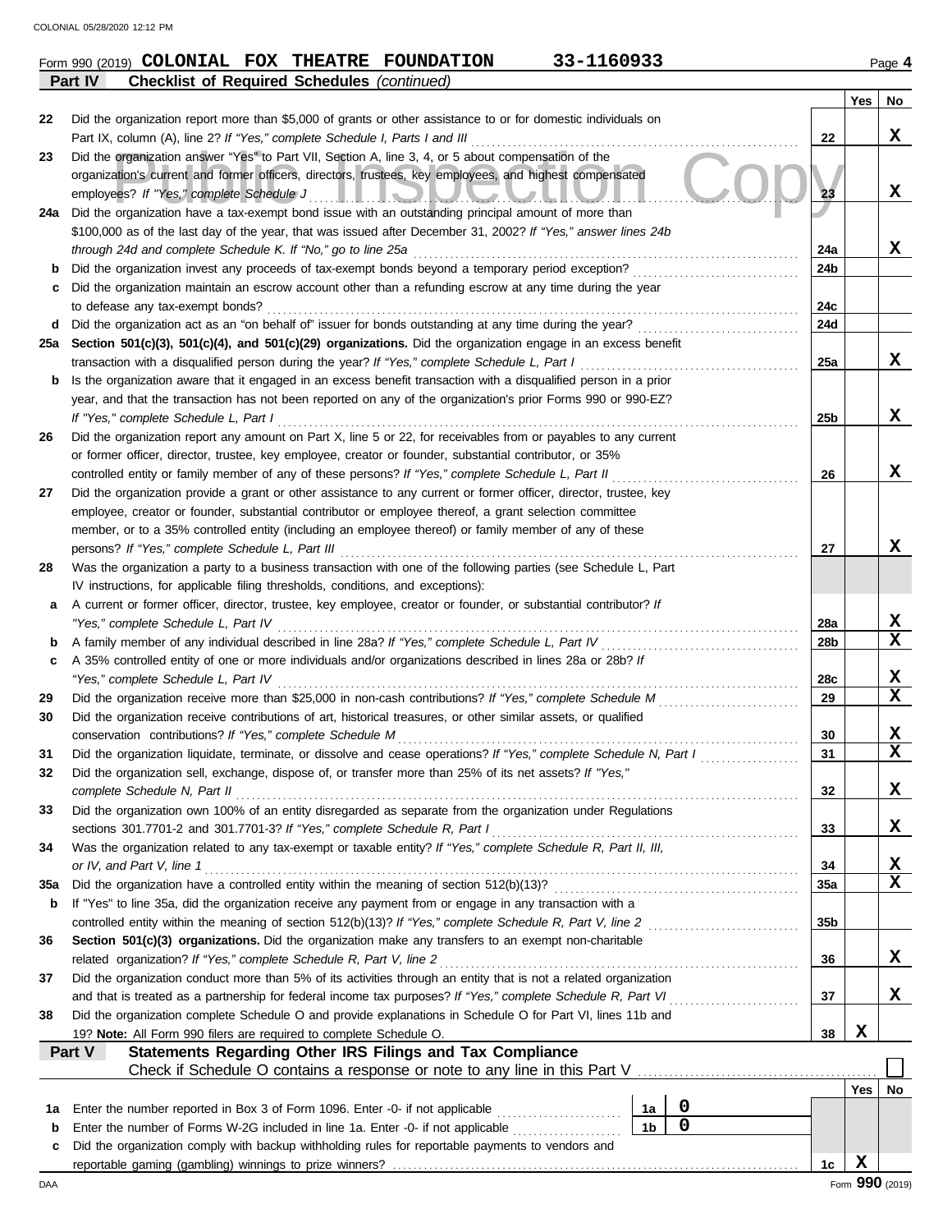Form 990 (2019) **COLONIAL FOX THEATRE FOUNDATION** **33-1160933** Page **4**

**Part IV** **Checklist of Required Schedules** *(continued)*

| | | | Yes | No |
|---|---|---|---|---|
| 22 | Did the organization report more than $5,000 of grants or other assistance to or for domestic individuals on Part IX, column (A), line 2? *If "Yes," complete Schedule I, Parts I and III* | 22 | | X |
| 23 | Did the organization answer "Yes" to Part VII, Section A, line 3, 4, or 5 about compensation of the organization's current and former officers, directors, trustees, key employees, and highest compensated employees? *If "Yes," complete Schedule J* | 23 | | X |
| 24a | Did the organization have a tax-exempt bond issue with an outstanding principal amount of more than $100,000 as of the last day of the year, that was issued after December 31, 2002? *If "Yes," answer lines 24b through 24d and complete Schedule K. If "No," go to line 25a* | 24a | | X |
| b | Did the organization invest any proceeds of tax-exempt bonds beyond a temporary period exception? | 24b | | |
| c | Did the organization maintain an escrow account other than a refunding escrow at any time during the year to defease any tax-exempt bonds? | 24c | | |
| d | Did the organization act as an "on behalf of" issuer for bonds outstanding at any time during the year? | 24d | | |
| 25a | **Section 501(c)(3), 501(c)(4), and 501(c)(29) organizations.** Did the organization engage in an excess benefit transaction with a disqualified person during the year? *If "Yes," complete Schedule L, Part I* | 25a | | X |
| b | Is the organization aware that it engaged in an excess benefit transaction with a disqualified person in a prior year, and that the transaction has not been reported on any of the organization's prior Forms 990 or 990-EZ? *If "Yes," complete Schedule L, Part I* | 25b | | X |
| 26 | Did the organization report any amount on Part X, line 5 or 22, for receivables from or payables to any current or former officer, director, trustee, key employee, creator or founder, substantial contributor, or 35% controlled entity or family member of any of these persons? *If "Yes," complete Schedule L, Part II* | 26 | | X |
| 27 | Did the organization provide a grant or other assistance to any current or former officer, director, trustee, key employee, creator or founder, substantial contributor or employee thereof, a grant selection committee member, or to a 35% controlled entity (including an employee thereof) or family member of any of these persons? *If "Yes," complete Schedule L, Part III* | 27 | | X |
| 28 | Was the organization a party to a business transaction with one of the following parties (see Schedule L, Part IV instructions, for applicable filing thresholds, conditions, and exceptions): | | | |
| a | A current or former officer, director, trustee, key employee, creator or founder, or substantial contributor? *If "Yes," complete Schedule L, Part IV* | 28a | | X |
| b | A family member of any individual described in line 28a? *If "Yes," complete Schedule L, Part IV* | 28b | | X |
| c | A 35% controlled entity of one or more individuals and/or organizations described in lines 28a or 28b? *If "Yes," complete Schedule L, Part IV* | 28c | | X |
| 29 | Did the organization receive more than $25,000 in non-cash contributions? *If "Yes," complete Schedule M* | 29 | | X |
| 30 | Did the organization receive contributions of art, historical treasures, or other similar assets, or qualified conservation contributions? *If "Yes," complete Schedule M* | 30 | | X |
| 31 | Did the organization liquidate, terminate, or dissolve and cease operations? *If "Yes," complete Schedule N, Part I* | 31 | | X |
| 32 | Did the organization sell, exchange, dispose of, or transfer more than 25% of its net assets? *If "Yes," complete Schedule N, Part II* | 32 | | X |
| 33 | Did the organization own 100% of an entity disregarded as separate from the organization under Regulations sections 301.7701-2 and 301.7701-3? *If "Yes," complete Schedule R, Part I* | 33 | | X |
| 34 | Was the organization related to any tax-exempt or taxable entity? *If "Yes," complete Schedule R, Part II, III, or IV, and Part V, line 1* | 34 | | X |
| 35a | Did the organization have a controlled entity within the meaning of section 512(b)(13)? | 35a | | X |
| b | If "Yes" to line 35a, did the organization receive any payment from or engage in any transaction with a controlled entity within the meaning of section 512(b)(13)? *If "Yes," complete Schedule R, Part V, line 2* | 35b | | |
| 36 | **Section 501(c)(3) organizations.** Did the organization make any transfers to an exempt non-charitable related organization? *If "Yes," complete Schedule R, Part V, line 2* | 36 | | X |
| 37 | Did the organization conduct more than 5% of its activities through an entity that is not a related organization and that is treated as a partnership for federal income tax purposes? *If "Yes," complete Schedule R, Part VI* | 37 | | X |
| 38 | Did the organization complete Schedule O and provide explanations in Schedule O for Part VI, lines 11b and 19? **Note:** All Form 990 filers are required to complete Schedule O. | 38 | X | |

**Part V** **Statements Regarding Other IRS Filings and Tax Compliance**

Check if Schedule O contains a response or note to any line in this Part V ☐

| | | | | | Yes | No |
|---|---|---|---|---|---|---|
| 1a | Enter the number reported in Box 3 of Form 1096. Enter -0- if not applicable | 1a | 0 | | | |
| b | Enter the number of Forms W-2G included in line 1a. Enter -0- if not applicable | 1b | 0 | | | |
| c | Did the organization comply with backup withholding rules for reportable payments to vendors and reportable gaming (gambling) winnings to prize winners? | | | 1c | X | |

Form **990** (2019)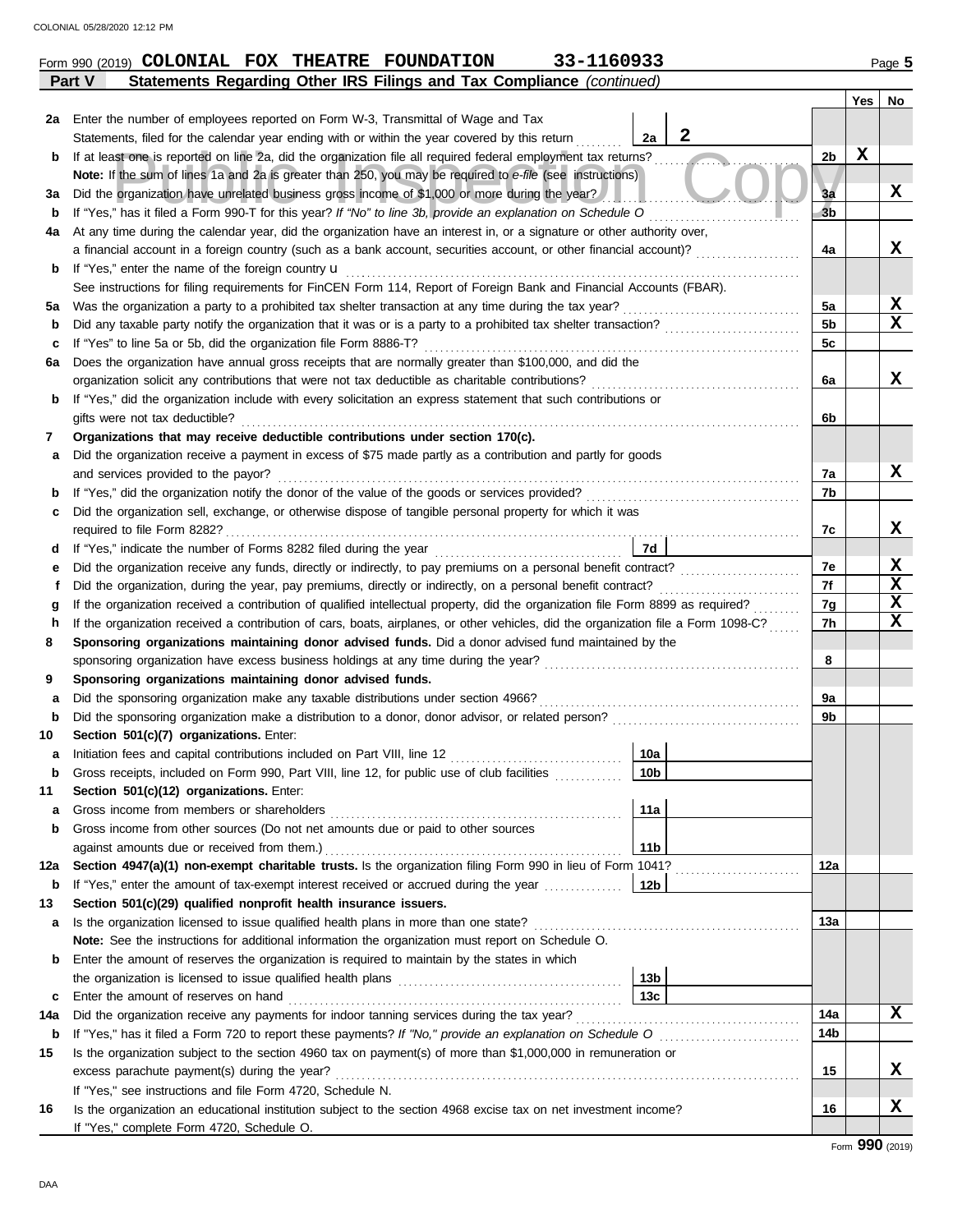Form 990 (2019) **COLONIAL FOX THEATRE FOUNDATION** **33-1160933**

## Part V — Statements Regarding Other IRS Filings and Tax Compliance *(continued)*

| | | | | Yes | No |
|---|---|---|---|---|---|
| 2a | Enter the number of employees reported on Form W-3, Transmittal of Wage and Tax Statements, filed for the calendar year ending with or within the year covered by this return | 2a | 2 | | |
| b | If at least one is reported on line 2a, did the organization file all required federal employment tax returns? | | 2b | X | |
| | **Note:** If the sum of lines 1a and 2a is greater than 250, you may be required to *e-file* (see instructions) | | | | |
| 3a | Did the organization have unrelated business gross income of $1,000 or more during the year? | | 3a | | X |
| b | If "Yes," has it filed a Form 990-T for this year? *If "No" to line 3b, provide an explanation on Schedule O* | | 3b | | |
| 4a | At any time during the calendar year, did the organization have an interest in, or a signature or other authority over, a financial account in a foreign country (such as a bank account, securities account, or other financial account)? | | 4a | | X |
| b | If "Yes," enter the name of the foreign country u | | | | |
| | See instructions for filing requirements for FinCEN Form 114, Report of Foreign Bank and Financial Accounts (FBAR). | | | | |
| 5a | Was the organization a party to a prohibited tax shelter transaction at any time during the tax year? | | 5a | | X |
| b | Did any taxable party notify the organization that it was or is a party to a prohibited tax shelter transaction? | | 5b | | X |
| c | If "Yes" to line 5a or 5b, did the organization file Form 8886-T? | | 5c | | |
| 6a | Does the organization have annual gross receipts that are normally greater than $100,000, and did the organization solicit any contributions that were not tax deductible as charitable contributions? | | 6a | | X |
| b | If "Yes," did the organization include with every solicitation an express statement that such contributions or gifts were not tax deductible? | | 6b | | |
| 7 | **Organizations that may receive deductible contributions under section 170(c).** | | | | |
| a | Did the organization receive a payment in excess of $75 made partly as a contribution and partly for goods and services provided to the payor? | | 7a | | X |
| b | If "Yes," did the organization notify the donor of the value of the goods or services provided? | | 7b | | |
| c | Did the organization sell, exchange, or otherwise dispose of tangible personal property for which it was required to file Form 8282? | | 7c | | X |
| d | If "Yes," indicate the number of Forms 8282 filed during the year | 7d | | | |
| e | Did the organization receive any funds, directly or indirectly, to pay premiums on a personal benefit contract? | | 7e | | X |
| f | Did the organization, during the year, pay premiums, directly or indirectly, on a personal benefit contract? | | 7f | | X |
| g | If the organization received a contribution of qualified intellectual property, did the organization file Form 8899 as required? | | 7g | | X |
| h | If the organization received a contribution of cars, boats, airplanes, or other vehicles, did the organization file a Form 1098-C? | | 7h | | X |
| 8 | **Sponsoring organizations maintaining donor advised funds.** Did a donor advised fund maintained by the sponsoring organization have excess business holdings at any time during the year? | | 8 | | |
| 9 | **Sponsoring organizations maintaining donor advised funds.** | | | | |
| a | Did the sponsoring organization make any taxable distributions under section 4966? | | 9a | | |
| b | Did the sponsoring organization make a distribution to a donor, donor advisor, or related person? | | 9b | | |
| 10 | **Section 501(c)(7) organizations.** Enter: | | | | |
| a | Initiation fees and capital contributions included on Part VIII, line 12 | 10a | | | |
| b | Gross receipts, included on Form 990, Part VIII, line 12, for public use of club facilities | 10b | | | |
| 11 | **Section 501(c)(12) organizations.** Enter: | | | | |
| a | Gross income from members or shareholders | 11a | | | |
| b | Gross income from other sources (Do not net amounts due or paid to other sources against amounts due or received from them.) | 11b | | | |
| 12a | **Section 4947(a)(1) non-exempt charitable trusts.** Is the organization filing Form 990 in lieu of Form 1041? | | 12a | | |
| b | If "Yes," enter the amount of tax-exempt interest received or accrued during the year | 12b | | | |
| 13 | **Section 501(c)(29) qualified nonprofit health insurance issuers.** | | | | |
| a | Is the organization licensed to issue qualified health plans in more than one state? | | 13a | | |
| | **Note:** See the instructions for additional information the organization must report on Schedule O. | | | | |
| b | Enter the amount of reserves the organization is required to maintain by the states in which the organization is licensed to issue qualified health plans | 13b | | | |
| c | Enter the amount of reserves on hand | 13c | | | |
| 14a | Did the organization receive any payments for indoor tanning services during the tax year? | | 14a | | X |
| b | If "Yes," has it filed a Form 720 to report these payments? *If "No," provide an explanation on Schedule O* | | 14b | | |
| 15 | Is the organization subject to the section 4960 tax on payment(s) of more than $1,000,000 in remuneration or excess parachute payment(s) during the year? | | 15 | | X |
| | If "Yes," see instructions and file Form 4720, Schedule N. | | | | |
| 16 | Is the organization an educational institution subject to the section 4968 excise tax on net investment income? | | 16 | | X |
| | If "Yes," complete Form 4720, Schedule O. | | | | |

Form **990** (2019)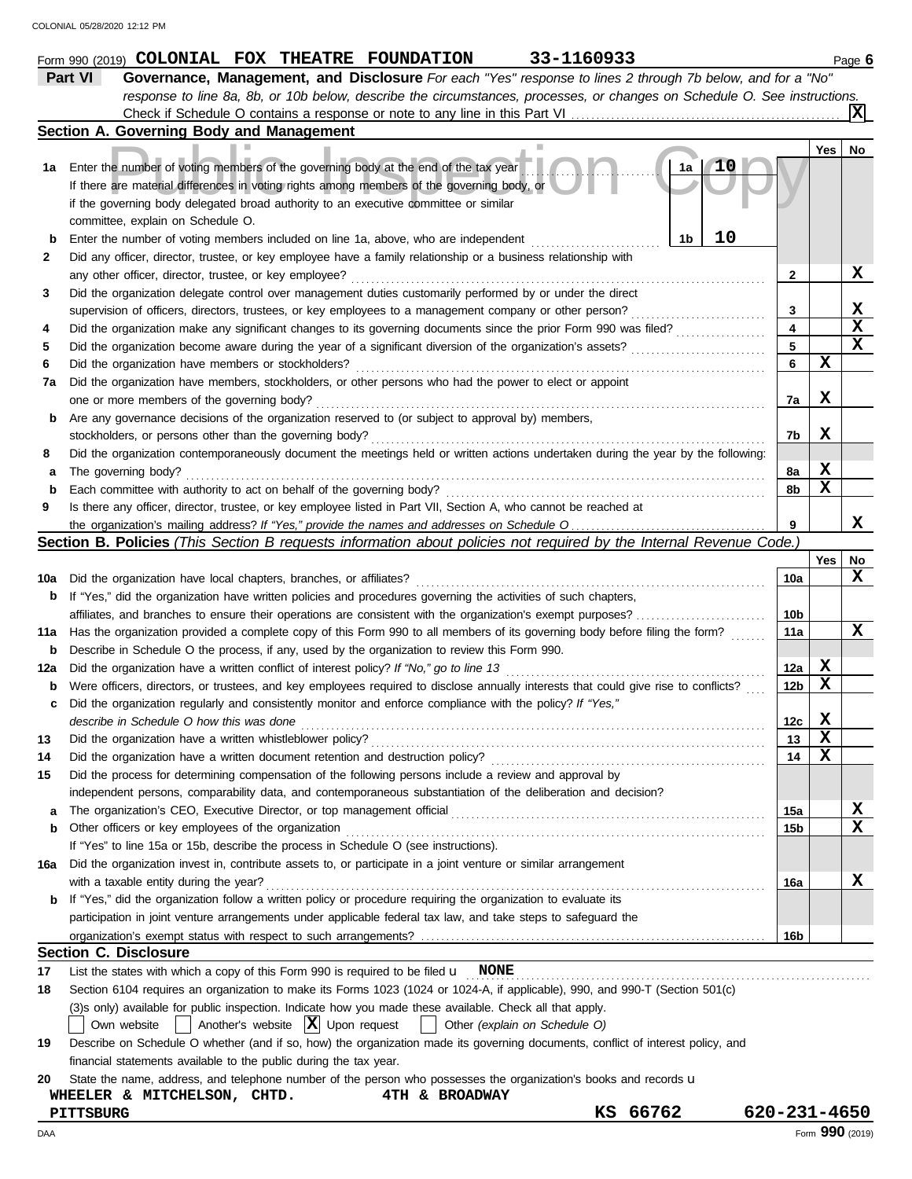Form 990 (2019) **COLONIAL FOX THEATRE FOUNDATION** **33-1160933**

## Part VI Governance, Management, and Disclosure

*For each "Yes" response to lines 2 through 7b below, and for a "No" response to line 8a, 8b, or 10b below, describe the circumstances, processes, or changes on Schedule O. See instructions.*

Check if Schedule O contains a response or note to any line in this Part VI ....... [X]

### Section A. Governing Body and Management

| | | | Yes | No |
|---|---|---|---|---|
| 1a | Enter the number of voting members of the governing body at the end of the tax year ..... 1a **10**<br>If there are material differences in voting rights among members of the governing body, or if the governing body delegated broad authority to an executive committee or similar committee, explain on Schedule O. | | | |
| b | Enter the number of voting members included on line 1a, above, who are independent ..... 1b **10** | | | |
| 2 | Did any officer, director, trustee, or key employee have a family relationship or a business relationship with any other officer, director, trustee, or key employee? | 2 | | X |
| 3 | Did the organization delegate control over management duties customarily performed by or under the direct supervision of officers, directors, trustees, or key employees to a management company or other person? | 3 | | X |
| 4 | Did the organization make any significant changes to its governing documents since the prior Form 990 was filed? | 4 | | X |
| 5 | Did the organization become aware during the year of a significant diversion of the organization's assets? | 5 | | X |
| 6 | Did the organization have members or stockholders? | 6 | X | |
| 7a | Did the organization have members, stockholders, or other persons who had the power to elect or appoint one or more members of the governing body? | 7a | X | |
| b | Are any governance decisions of the organization reserved to (or subject to approval by) members, stockholders, or persons other than the governing body? | 7b | X | |
| 8 | Did the organization contemporaneously document the meetings held or written actions undertaken during the year by the following: | | | |
| a | The governing body? | 8a | X | |
| b | Each committee with authority to act on behalf of the governing body? | 8b | X | |
| 9 | Is there any officer, director, trustee, or key employee listed in Part VII, Section A, who cannot be reached at the organization's mailing address? *If "Yes," provide the names and addresses on Schedule O* | 9 | | X |

### Section B. Policies *(This Section B requests information about policies not required by the Internal Revenue Code.)*

| | | | Yes | No |
|---|---|---|---|---|
| 10a | Did the organization have local chapters, branches, or affiliates? | 10a | | X |
| b | If "Yes," did the organization have written policies and procedures governing the activities of such chapters, affiliates, and branches to ensure their operations are consistent with the organization's exempt purposes? | 10b | | |
| 11a | Has the organization provided a complete copy of this Form 990 to all members of its governing body before filing the form? | 11a | | X |
| b | Describe in Schedule O the process, if any, used by the organization to review this Form 990. | | | |
| 12a | Did the organization have a written conflict of interest policy? *If "No," go to line 13* | 12a | X | |
| b | Were officers, directors, or trustees, and key employees required to disclose annually interests that could give rise to conflicts? | 12b | X | |
| c | Did the organization regularly and consistently monitor and enforce compliance with the policy? *If "Yes," describe in Schedule O how this was done* | 12c | X | |
| 13 | Did the organization have a written whistleblower policy? | 13 | X | |
| 14 | Did the organization have a written document retention and destruction policy? | 14 | X | |
| 15 | Did the process for determining compensation of the following persons include a review and approval by independent persons, comparability data, and contemporaneous substantiation of the deliberation and decision? | | | |
| a | The organization's CEO, Executive Director, or top management official | 15a | | X |
| b | Other officers or key employees of the organization | 15b | | X |
| | If "Yes" to line 15a or 15b, describe the process in Schedule O (see instructions). | | | |
| 16a | Did the organization invest in, contribute assets to, or participate in a joint venture or similar arrangement with a taxable entity during the year? | 16a | | X |
| b | If "Yes," did the organization follow a written policy or procedure requiring the organization to evaluate its participation in joint venture arrangements under applicable federal tax law, and take steps to safeguard the organization's exempt status with respect to such arrangements? | 16b | | |

### Section C. Disclosure

17 List the states with which a copy of this Form 990 is required to be filed **NONE**

18 Section 6104 requires an organization to make its Forms 1023 (1024 or 1024-A, if applicable), 990, and 990-T (Section 501(c)(3)s only) available for public inspection. Indicate how you made these available. Check all that apply.

[ ] Own website [ ] Another's website [X] Upon request [ ] Other *(explain on Schedule O)*

19 Describe on Schedule O whether (and if so, how) the organization made its governing documents, conflict of interest policy, and financial statements available to the public during the tax year.

20 State the name, address, and telephone number of the person who possesses the organization's books and records

**WHEELER & MITCHELSON, CHTD.** **4TH & BROADWAY**
**PITTSBURG** **KS 66762** **620-231-4650**

Form **990** (2019)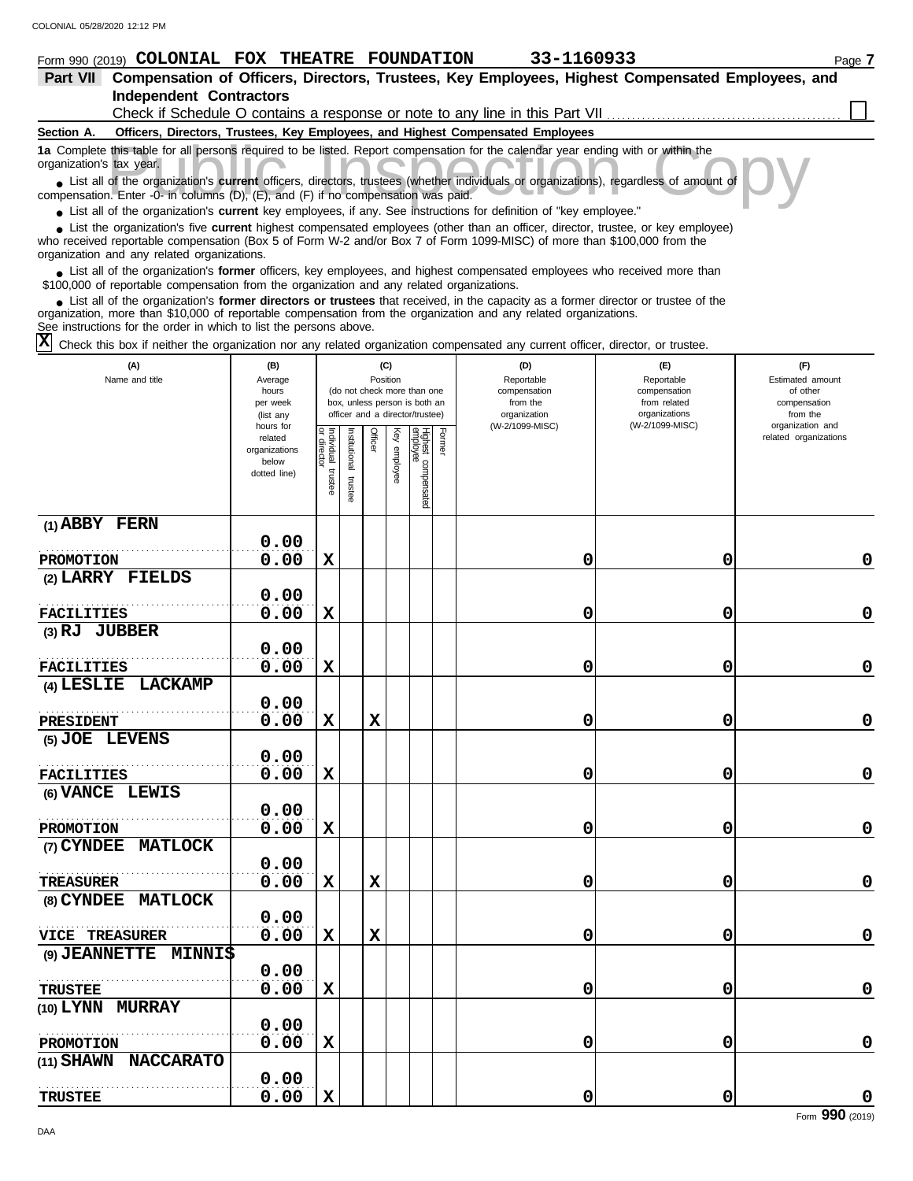Form 990 (2019) **COLONIAL FOX THEATRE FOUNDATION** **33-1160933** Page **7**

## Part VII Compensation of Officers, Directors, Trustees, Key Employees, Highest Compensated Employees, and Independent Contractors

Check if Schedule O contains a response or note to any line in this Part VII ☐

### Section A. Officers, Directors, Trustees, Key Employees, and Highest Compensated Employees

**1a** Complete this table for all persons required to be listed. Report compensation for the calendar year ending with or within the organization's tax year.

- List all of the organization's **current** officers, directors, trustees (whether individuals or organizations), regardless of amount of compensation. Enter -0- in columns (D), (E), and (F) if no compensation was paid.
- List all of the organization's **current** key employees, if any. See instructions for definition of "key employee."
- List the organization's five **current** highest compensated employees (other than an officer, director, trustee, or key employee) who received reportable compensation (Box 5 of Form W-2 and/or Box 7 of Form 1099-MISC) of more than $100,000 from the organization and any related organizations.
- List all of the organization's **former** officers, key employees, and highest compensated employees who received more than $100,000 of reportable compensation from the organization and any related organizations.
- List all of the organization's **former directors or trustees** that received, in the capacity as a former director or trustee of the organization, more than $10,000 of reportable compensation from the organization and any related organizations.

See instructions for the order in which to list the persons above.

☒ Check this box if neither the organization nor any related organization compensated any current officer, director, or trustee.

| (A) Name and title | (B) Average hours per week (list any hours for related organizations below dotted line) | (C) Position: Individual trustee or director | Institutional trustee | Officer | Key employee | Highest compensated employee | Former | (D) Reportable compensation from the organization (W-2/1099-MISC) | (E) Reportable compensation from related organizations (W-2/1099-MISC) | (F) Estimated amount of other compensation from the organization and related organizations |
|---|---|---|---|---|---|---|---|---|---|---|
| (1) ABBY FERN<br>PROMOTION | 0.00<br>0.00 | X | | | | | | 0 | 0 | 0 |
| (2) LARRY FIELDS<br>FACILITIES | 0.00<br>0.00 | X | | | | | | 0 | 0 | 0 |
| (3) RJ JUBBER<br>FACILITIES | 0.00<br>0.00 | X | | | | | | 0 | 0 | 0 |
| (4) LESLIE LACKAMP<br>PRESIDENT | 0.00<br>0.00 | X | | X | | | | 0 | 0 | 0 |
| (5) JOE LEVENS<br>FACILITIES | 0.00<br>0.00 | X | | | | | | 0 | 0 | 0 |
| (6) VANCE LEWIS<br>PROMOTION | 0.00<br>0.00 | X | | | | | | 0 | 0 | 0 |
| (7) CYNDEE MATLOCK<br>TREASURER | 0.00<br>0.00 | X | | X | | | | 0 | 0 | 0 |
| (8) CYNDEE MATLOCK<br>VICE TREASURER | 0.00<br>0.00 | X | | X | | | | 0 | 0 | 0 |
| (9) JEANNETTE MINNIS<br>TRUSTEE | 0.00<br>0.00 | X | | | | | | 0 | 0 | 0 |
| (10) LYNN MURRAY<br>PROMOTION | 0.00<br>0.00 | X | | | | | | 0 | 0 | 0 |
| (11) SHAWN NACCARATO<br>TRUSTEE | 0.00<br>0.00 | X | | | | | | 0 | 0 | 0 |

Form **990** (2019)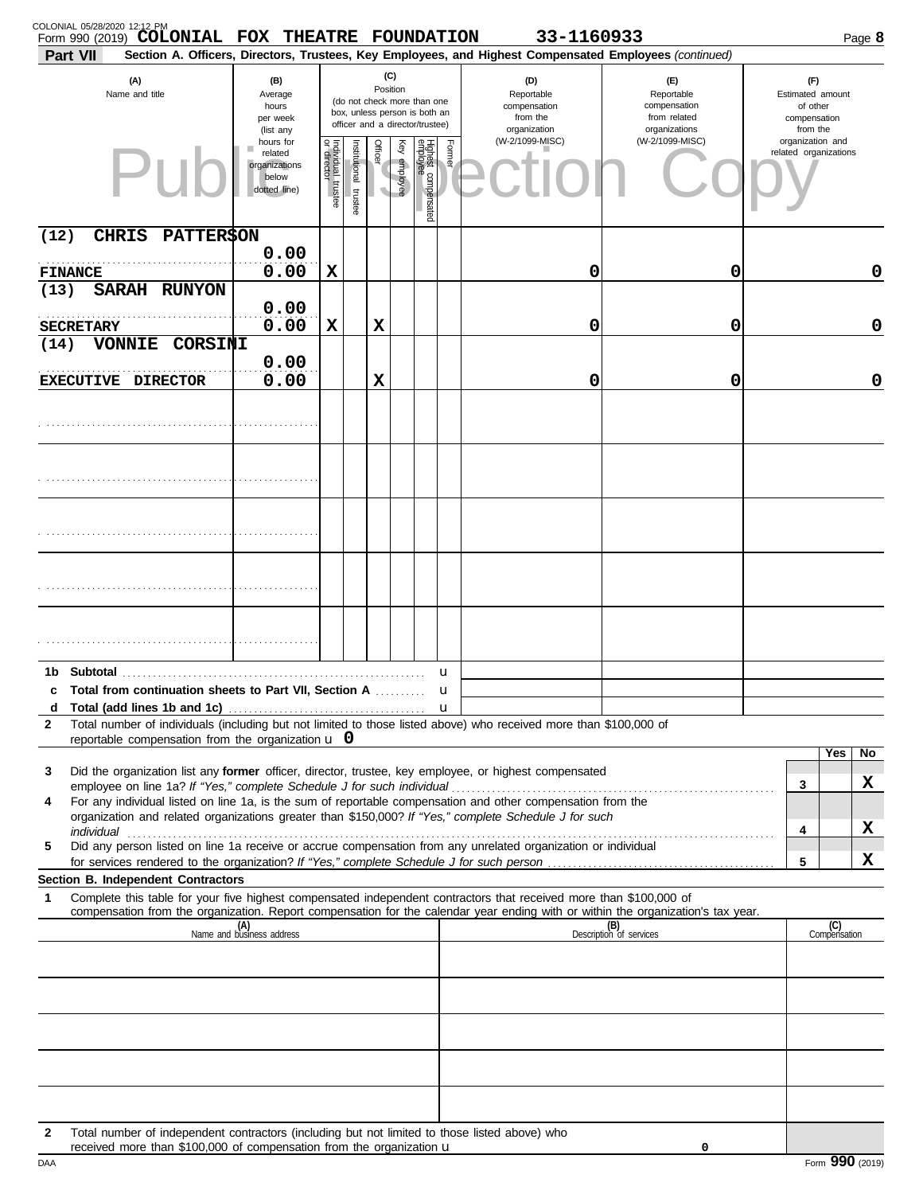COLONIAL 05/28/2020 12:12 PM
Form 990 (2019) **COLONIAL FOX THEATRE FOUNDATION** **33-1160933** Page **8**

**Part VII** **Section A. Officers, Directors, Trustees, Key Employees, and Highest Compensated Employees** *(continued)*

| (A) Name and title | (B) Average hours per week (list any hours for related organizations below dotted line) | (C) Position: Individual trustee or director | Institutional trustee | Officer | Key employee | Highest compensated employee | Former | (D) Reportable compensation from the organization (W-2/1099-MISC) | (E) Reportable compensation from related organizations (W-2/1099-MISC) | (F) Estimated amount of other compensation from the organization and related organizations |
|---|---|---|---|---|---|---|---|---|---|---|
| (12) CHRIS PATTERSON<br>FINANCE | 0.00<br>0.00 | X | | | | | | 0 | 0 | 0 |
| (13) SARAH RUNYON<br>SECRETARY | 0.00<br>0.00 | X | | X | | | | 0 | 0 | 0 |
| (14) VONNIE CORSINI<br>EXECUTIVE DIRECTOR | 0.00<br>0.00 | | | X | | | | 0 | 0 | 0 |

**1b Subtotal**

**c Total from continuation sheets to Part VII, Section A**

**d Total (add lines 1b and 1c)**

**2** Total number of individuals (including but not limited to those listed above) who received more than $100,000 of reportable compensation from the organization **0**

| | | | Yes | No |
|---|---|---|---|---|
| **3** | Did the organization list any **former** officer, director, trustee, key employee, or highest compensated employee on line 1a? *If "Yes," complete Schedule J for such individual* | 3 | | X |
| **4** | For any individual listed on line 1a, is the sum of reportable compensation and other compensation from the organization and related organizations greater than $150,000? *If "Yes," complete Schedule J for such individual* | 4 | | X |
| **5** | Did any person listed on line 1a receive or accrue compensation from any unrelated organization or individual for services rendered to the organization? *If "Yes," complete Schedule J for such person* | 5 | | X |

**Section B. Independent Contractors**

**1** Complete this table for your five highest compensated independent contractors that received more than $100,000 of compensation from the organization. Report compensation for the calendar year ending with or within the organization's tax year.

| (A) Name and business address | (B) Description of services | (C) Compensation |
|---|---|---|
| | | |
| | | |
| | | |
| | | |
| | | |

**2** Total number of independent contractors (including but not limited to those listed above) who received more than $100,000 of compensation from the organization **0**

DAA Form **990** (2019)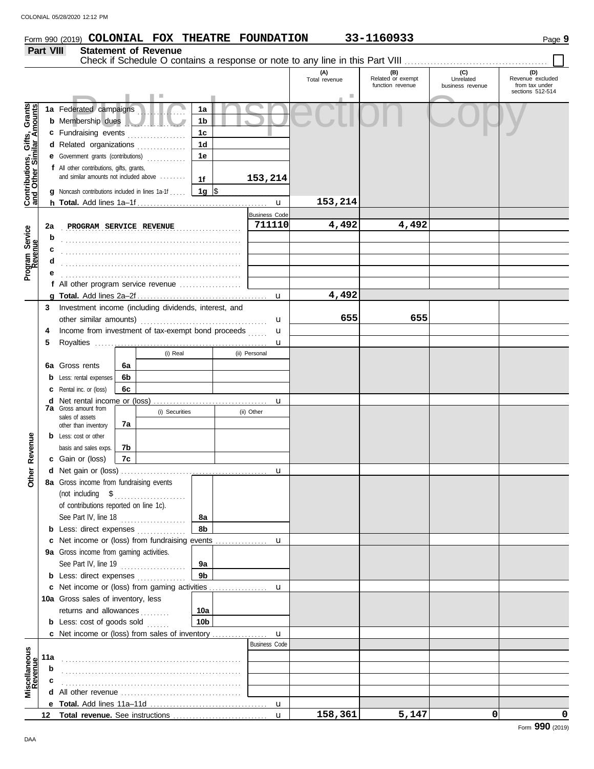Form 990 (2019) **COLONIAL FOX THEATRE FOUNDATION** **33-1160933** Page **9**

## Part VIII Statement of Revenue

Check if Schedule O contains a response or note to any line in this Part VIII ☐

| | | | | (A) Total revenue | (B) Related or exempt function revenue | (C) Unrelated business revenue | (D) Revenue excluded from tax under sections 512-514 |
|---|---|---|---|---|---|---|---|
| **Contributions, Gifts, Grants and Other Similar Amounts** | 1a Federated campaigns | 1a | | | | | |
| | b Membership dues | 1b | | | | | |
| | c Fundraising events | 1c | | | | | |
| | d Related organizations | 1d | | | | | |
| | e Government grants (contributions) | 1e | | | | | |
| | f All other contributions, gifts, grants, and similar amounts not included above | 1f | 153,214 | | | | |
| | g Noncash contributions included in lines 1a-1f | 1g | $ | | | | |
| | h **Total.** Add lines 1a–1f | | | 153,214 | | | |
| | | | Business Code | | | | |
| **Program Service Revenue** | 2a PROGRAM SERVICE REVENUE | | 711110 | 4,492 | 4,492 | | |
| | b | | | | | | |
| | c | | | | | | |
| | d | | | | | | |
| | e | | | | | | |
| | f All other program service revenue | | | | | | |
| | g **Total.** Add lines 2a–2f | | | 4,492 | | | |
| **Other Revenue** | 3 Investment income (including dividends, interest, and other similar amounts) | | | 655 | 655 | | |
| | 4 Income from investment of tax-exempt bond proceeds | | | | | | |
| | 5 Royalties | | | | | | |
| | | (i) Real | (ii) Personal | | | | |
| | 6a Gross rents | 6a | | | | | |
| | b Less: rental expenses | 6b | | | | | |
| | c Rental inc. or (loss) | 6c | | | | | |
| | d Net rental income or (loss) | | | | | | |
| | | (i) Securities | (ii) Other | | | | |
| | 7a Gross amount from sales of assets other than inventory | 7a | | | | | |
| | b Less: cost or other basis and sales exps. | 7b | | | | | |
| | c Gain or (loss) | 7c | | | | | |
| | d Net gain or (loss) | | | | | | |
| | 8a Gross income from fundraising events (not including $ of contributions reported on line 1c). See Part IV, line 18 | 8a | | | | | |
| | b Less: direct expenses | 8b | | | | | |
| | c Net income or (loss) from fundraising events | | | | | | |
| | 9a Gross income from gaming activities. See Part IV, line 19 | 9a | | | | | |
| | b Less: direct expenses | 9b | | | | | |
| | c Net income or (loss) from gaming activities | | | | | | |
| | 10a Gross sales of inventory, less returns and allowances | 10a | | | | | |
| | b Less: cost of goods sold | 10b | | | | | |
| | c Net income or (loss) from sales of inventory | | | | | | |
| | | | Business Code | | | | |
| **Miscellaneous Revenue** | 11a | | | | | | |
| | b | | | | | | |
| | c | | | | | | |
| | d All other revenue | | | | | | |
| | e **Total.** Add lines 11a–11d | | | | | | |
| | 12 **Total revenue.** See instructions | | | 158,361 | 5,147 | 0 | 0 |

Form **990** (2019)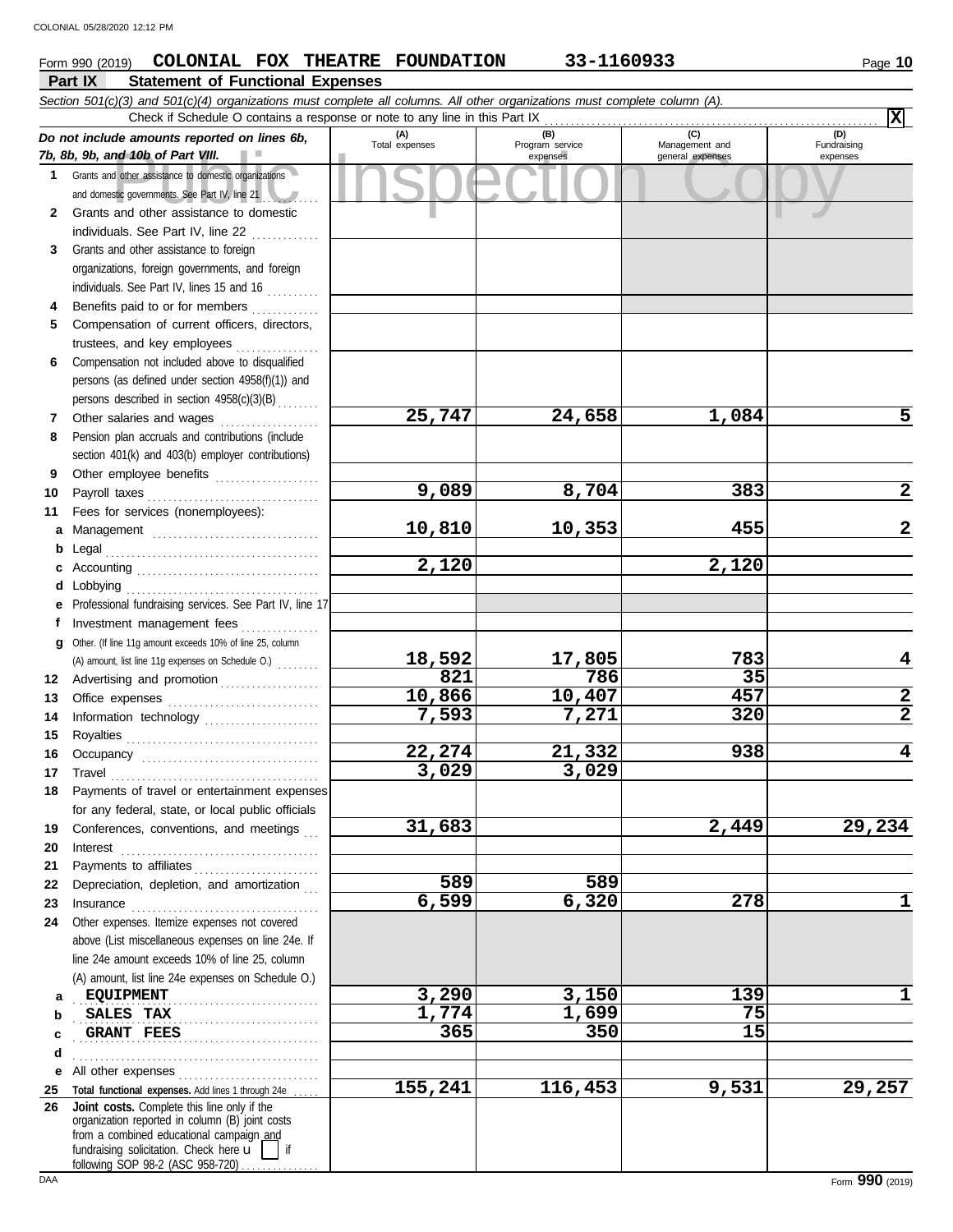Form 990 (2019) **COLONIAL FOX THEATRE FOUNDATION** **33-1160933** Page **10**

## Part IX Statement of Functional Expenses

*Section 501(c)(3) and 501(c)(4) organizations must complete all columns. All other organizations must complete column (A).*

Check if Schedule O contains a response or note to any line in this Part IX . . . . . . . . [X]

| *Do not include amounts reported on lines 6b, 7b, 8b, 9b, and 10b of Part VIII.* | (A) Total expenses | (B) Program service expenses | (C) Management and general expenses | (D) Fundraising expenses |
|---|---|---|---|---|
| **1** Grants and other assistance to domestic organizations and domestic governments. See Part IV, line 21 | | | | |
| **2** Grants and other assistance to domestic individuals. See Part IV, line 22 | | | | |
| **3** Grants and other assistance to foreign organizations, foreign governments, and foreign individuals. See Part IV, lines 15 and 16 | | | | |
| **4** Benefits paid to or for members | | | | |
| **5** Compensation of current officers, directors, trustees, and key employees | | | | |
| **6** Compensation not included above to disqualified persons (as defined under section 4958(f)(1)) and persons described in section 4958(c)(3)(B) | | | | |
| **7** Other salaries and wages | 25,747 | 24,658 | 1,084 | 5 |
| **8** Pension plan accruals and contributions (include section 401(k) and 403(b) employer contributions) | | | | |
| **9** Other employee benefits | | | | |
| **10** Payroll taxes | 9,089 | 8,704 | 383 | 2 |
| **11** Fees for services (nonemployees): | | | | |
| **a** Management | 10,810 | 10,353 | 455 | 2 |
| **b** Legal | | | | |
| **c** Accounting | 2,120 | | 2,120 | |
| **d** Lobbying | | | | |
| **e** Professional fundraising services. See Part IV, line 17 | | | | |
| **f** Investment management fees | | | | |
| **g** Other. (If line 11g amount exceeds 10% of line 25, column (A) amount, list line 11g expenses on Schedule O.) | 18,592 | 17,805 | 783 | 4 |
| **12** Advertising and promotion | 821 | 786 | 35 | |
| **13** Office expenses | 10,866 | 10,407 | 457 | 2 |
| **14** Information technology | 7,593 | 7,271 | 320 | 2 |
| **15** Royalties | | | | |
| **16** Occupancy | 22,274 | 21,332 | 938 | 4 |
| **17** Travel | 3,029 | 3,029 | | |
| **18** Payments of travel or entertainment expenses for any federal, state, or local public officials | | | | |
| **19** Conferences, conventions, and meetings | 31,683 | | 2,449 | 29,234 |
| **20** Interest | | | | |
| **21** Payments to affiliates | | | | |
| **22** Depreciation, depletion, and amortization | 589 | 589 | | |
| **23** Insurance | 6,599 | 6,320 | 278 | 1 |
| **24** Other expenses. Itemize expenses not covered above (List miscellaneous expenses on line 24e. If line 24e amount exceeds 10% of line 25, column (A) amount, list line 24e expenses on Schedule O.) | | | | |
| **a** EQUIPMENT | 3,290 | 3,150 | 139 | 1 |
| **b** SALES TAX | 1,774 | 1,699 | 75 | |
| **c** GRANT FEES | 365 | 350 | 15 | |
| **d** | | | | |
| **e** All other expenses | | | | |
| **25 Total functional expenses.** Add lines 1 through 24e | 155,241 | 116,453 | 9,531 | 29,257 |
| **26 Joint costs.** Complete this line only if the organization reported in column (B) joint costs from a combined educational campaign and fundraising solicitation. Check here [ ] if following SOP 98-2 (ASC 958-720) | | | | |

Form **990** (2019)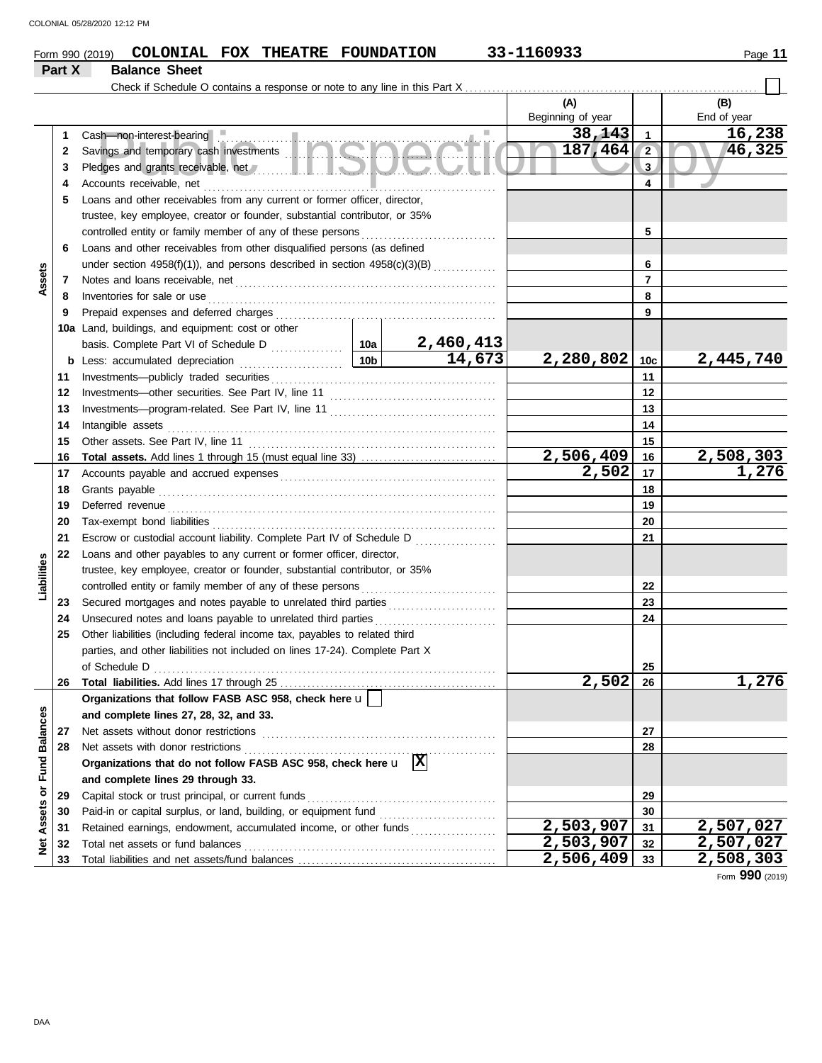Form 990 (2019) **COLONIAL FOX THEATRE FOUNDATION** 33-1160933

## Part X Balance Sheet

Check if Schedule O contains a response or note to any line in this Part X ☐

| | | | | (A) Beginning of year | | (B) End of year |
|---|---|---|---|---|---|---|
| **Assets** | 1 | Cash—non-interest-bearing | | 38,143 | 1 | 16,238 |
| | 2 | Savings and temporary cash investments | | 187,464 | 2 | 46,325 |
| | 3 | Pledges and grants receivable, net | | | 3 | |
| | 4 | Accounts receivable, net | | | 4 | |
| | 5 | Loans and other receivables from any current or former officer, director, trustee, key employee, creator or founder, substantial contributor, or 35% controlled entity or family member of any of these persons | | | 5 | |
| | 6 | Loans and other receivables from other disqualified persons (as defined under section 4958(f)(1)), and persons described in section 4958(c)(3)(B) | | | 6 | |
| | 7 | Notes and loans receivable, net | | | 7 | |
| | 8 | Inventories for sale or use | | | 8 | |
| | 9 | Prepaid expenses and deferred charges | | | 9 | |
| | 10a | Land, buildings, and equipment: cost or other basis. Complete Part VI of Schedule D | 10a 2,460,413 | | | |
| | b | Less: accumulated depreciation | 10b 14,673 | 2,280,802 | 10c | 2,445,740 |
| | 11 | Investments—publicly traded securities | | | 11 | |
| | 12 | Investments—other securities. See Part IV, line 11 | | | 12 | |
| | 13 | Investments—program-related. See Part IV, line 11 | | | 13 | |
| | 14 | Intangible assets | | | 14 | |
| | 15 | Other assets. See Part IV, line 11 | | | 15 | |
| | 16 | **Total assets.** Add lines 1 through 15 (must equal line 33) | | 2,506,409 | 16 | 2,508,303 |
| **Liabilities** | 17 | Accounts payable and accrued expenses | | 2,502 | 17 | 1,276 |
| | 18 | Grants payable | | | 18 | |
| | 19 | Deferred revenue | | | 19 | |
| | 20 | Tax-exempt bond liabilities | | | 20 | |
| | 21 | Escrow or custodial account liability. Complete Part IV of Schedule D | | | 21 | |
| | 22 | Loans and other payables to any current or former officer, director, trustee, key employee, creator or founder, substantial contributor, or 35% controlled entity or family member of any of these persons | | | 22 | |
| | 23 | Secured mortgages and notes payable to unrelated third parties | | | 23 | |
| | 24 | Unsecured notes and loans payable to unrelated third parties | | | 24 | |
| | 25 | Other liabilities (including federal income tax, payables to related third parties, and other liabilities not included on lines 17-24). Complete Part X of Schedule D | | | 25 | |
| | 26 | **Total liabilities.** Add lines 17 through 25 | | 2,502 | 26 | 1,276 |
| **Net Assets or Fund Balances** | | **Organizations that follow FASB ASC 958, check here** ☐ **and complete lines 27, 28, 32, and 33.** | | | | |
| | 27 | Net assets without donor restrictions | | | 27 | |
| | 28 | Net assets with donor restrictions | | | 28 | |
| | | **Organizations that do not follow FASB ASC 958, check here** ☒ **and complete lines 29 through 33.** | | | | |
| | 29 | Capital stock or trust principal, or current funds | | | 29 | |
| | 30 | Paid-in or capital surplus, or land, building, or equipment fund | | | 30 | |
| | 31 | Retained earnings, endowment, accumulated income, or other funds | | 2,503,907 | 31 | 2,507,027 |
| | 32 | Total net assets or fund balances | | 2,503,907 | 32 | 2,507,027 |
| | 33 | Total liabilities and net assets/fund balances | | 2,506,409 | 33 | 2,508,303 |

Form **990** (2019)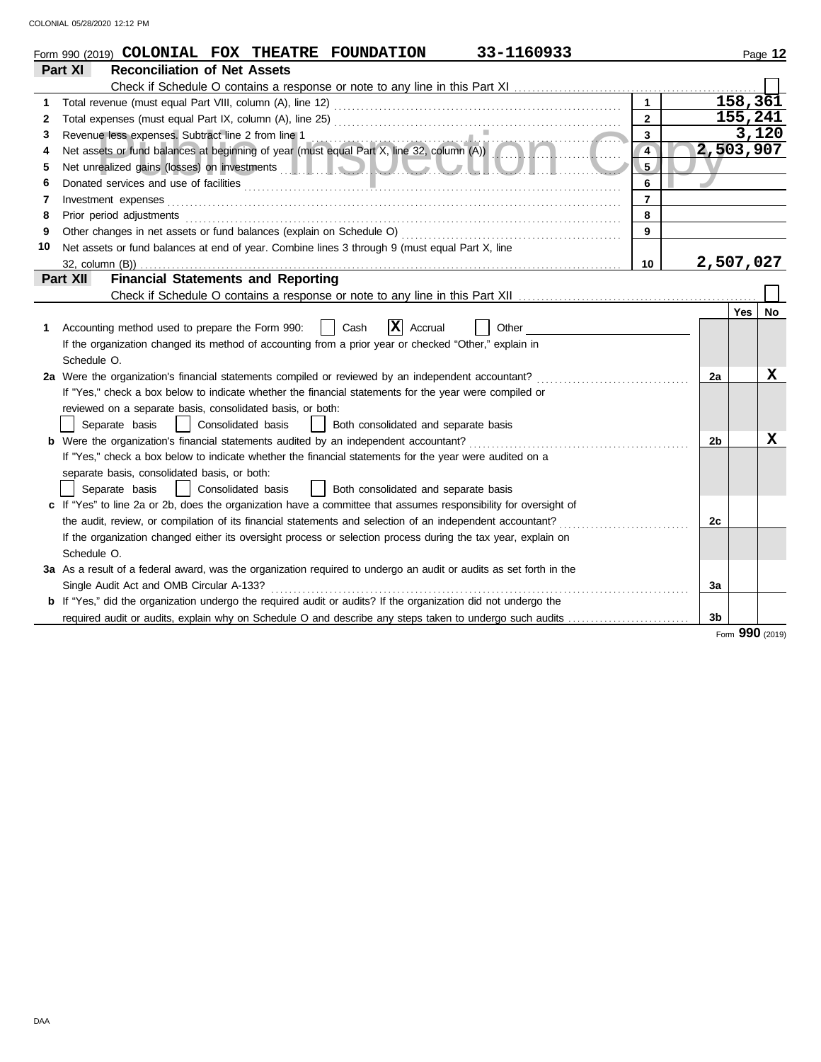Form 990 (2019) **COLONIAL FOX THEATRE FOUNDATION** **33-1160933**

## Part XI Reconciliation of Net Assets

Check if Schedule O contains a response or note to any line in this Part XI ☐

| | | | |
|---|---|---|---|
| 1 | Total revenue (must equal Part VIII, column (A), line 12) | 1 | 158,361 |
| 2 | Total expenses (must equal Part IX, column (A), line 25) | 2 | 155,241 |
| 3 | Revenue less expenses. Subtract line 2 from line 1 | 3 | 3,120 |
| 4 | Net assets or fund balances at beginning of year (must equal Part X, line 32, column (A)) | 4 | 2,503,907 |
| 5 | Net unrealized gains (losses) on investments | 5 | |
| 6 | Donated services and use of facilities | 6 | |
| 7 | Investment expenses | 7 | |
| 8 | Prior period adjustments | 8 | |
| 9 | Other changes in net assets or fund balances (explain on Schedule O) | 9 | |
| 10 | Net assets or fund balances at end of year. Combine lines 3 through 9 (must equal Part X, line 32, column (B)) | 10 | 2,507,027 |

## Part XII Financial Statements and Reporting

Check if Schedule O contains a response or note to any line in this Part XII ☐

| | | | Yes | No |
|---|---|---|---|---|
| 1 | Accounting method used to prepare the Form 990: ☐ Cash ☒ Accrual ☐ Other<br>If the organization changed its method of accounting from a prior year or checked "Other," explain in Schedule O. | | | |
| 2a | Were the organization's financial statements compiled or reviewed by an independent accountant?<br>If "Yes," check a box below to indicate whether the financial statements for the year were compiled or reviewed on a separate basis, consolidated basis, or both:<br>☐ Separate basis ☐ Consolidated basis ☐ Both consolidated and separate basis | 2a | | X |
| b | Were the organization's financial statements audited by an independent accountant?<br>If "Yes," check a box below to indicate whether the financial statements for the year were audited on a separate basis, consolidated basis, or both:<br>☐ Separate basis ☐ Consolidated basis ☐ Both consolidated and separate basis | 2b | | X |
| c | If "Yes" to line 2a or 2b, does the organization have a committee that assumes responsibility for oversight of the audit, review, or compilation of its financial statements and selection of an independent accountant?<br>If the organization changed either its oversight process or selection process during the tax year, explain on Schedule O. | 2c | | |
| 3a | As a result of a federal award, was the organization required to undergo an audit or audits as set forth in the Single Audit Act and OMB Circular A-133? | 3a | | |
| b | If "Yes," did the organization undergo the required audit or audits? If the organization did not undergo the required audit or audits, explain why on Schedule O and describe any steps taken to undergo such audits | 3b | | |

Form **990** (2019)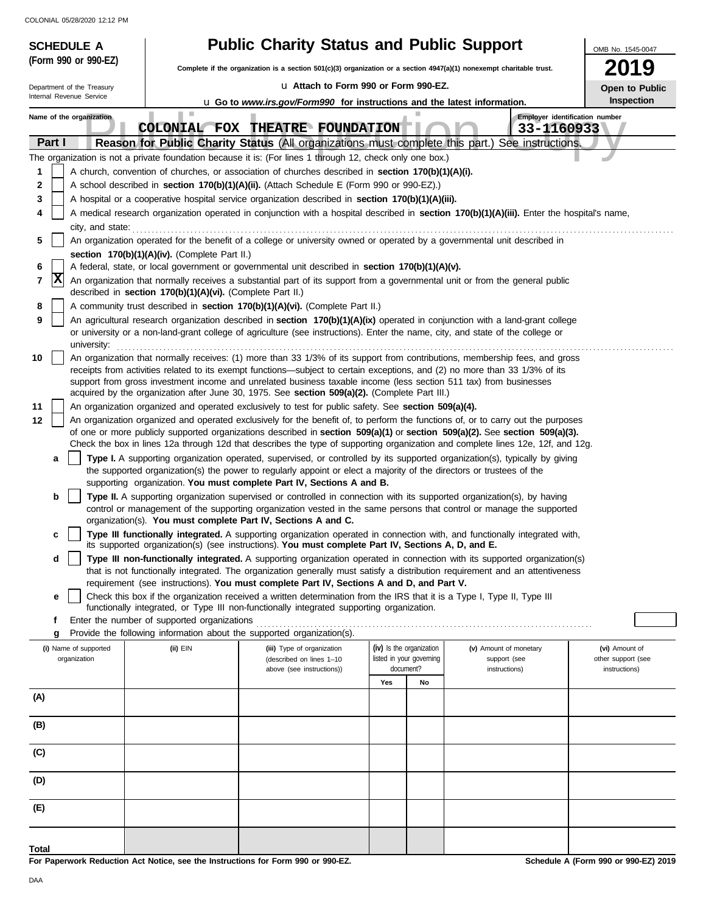COLONIAL 05/28/2020 12:12 PM

**SCHEDULE A (Form 990 or 990-EZ)**

Department of the Treasury
Internal Revenue Service

# Public Charity Status and Public Support

**Complete if the organization is a section 501(c)(3) organization or a section 4947(a)(1) nonexempt charitable trust.**

u **Attach to Form 990 or Form 990-EZ.**

u **Go to *www.irs.gov/Form990* for instructions and the latest information.**

OMB No. 1545-0047

**2019**

**Open to Public Inspection**

Name of the organization: **COLONIAL FOX THEATRE FOUNDATION**

Employer identification number: **33-1160933**

Public Inspection Copy

**Part I** **Reason for Public Charity Status** (All organizations must complete this part.) See instructions.

The organization is not a private foundation because it is: (For lines 1 through 12, check only one box.)

1 [ ] A church, convention of churches, or association of churches described in **section 170(b)(1)(A)(i).**

2 [ ] A school described in **section 170(b)(1)(A)(ii).** (Attach Schedule E (Form 990 or 990-EZ).)

3 [ ] A hospital or a cooperative hospital service organization described in **section 170(b)(1)(A)(iii).**

4 [ ] A medical research organization operated in conjunction with a hospital described in **section 170(b)(1)(A)(iii).** Enter the hospital's name, city, and state:

5 [ ] An organization operated for the benefit of a college or university owned or operated by a governmental unit described in **section 170(b)(1)(A)(iv).** (Complete Part II.)

6 [ ] A federal, state, or local government or governmental unit described in **section 170(b)(1)(A)(v).**

7 [X] An organization that normally receives a substantial part of its support from a governmental unit or from the general public described in **section 170(b)(1)(A)(vi).** (Complete Part II.)

8 [ ] A community trust described in **section 170(b)(1)(A)(vi).** (Complete Part II.)

9 [ ] An agricultural research organization described in **section 170(b)(1)(A)(ix)** operated in conjunction with a land-grant college or university or a non-land-grant college of agriculture (see instructions). Enter the name, city, and state of the college or university:

10 [ ] An organization that normally receives: (1) more than 33 1/3% of its support from contributions, membership fees, and gross receipts from activities related to its exempt functions—subject to certain exceptions, and (2) no more than 33 1/3% of its support from gross investment income and unrelated business taxable income (less section 511 tax) from businesses acquired by the organization after June 30, 1975. See **section 509(a)(2).** (Complete Part III.)

11 [ ] An organization organized and operated exclusively to test for public safety. See **section 509(a)(4).**

12 [ ] An organization organized and operated exclusively for the benefit of, to perform the functions of, or to carry out the purposes of one or more publicly supported organizations described in **section 509(a)(1)** or **section 509(a)(2).** See **section 509(a)(3).** Check the box in lines 12a through 12d that describes the type of supporting organization and complete lines 12e, 12f, and 12g.

a [ ] **Type I.** A supporting organization operated, supervised, or controlled by its supported organization(s), typically by giving the supported organization(s) the power to regularly appoint or elect a majority of the directors or trustees of the supporting organization. **You must complete Part IV, Sections A and B.**

b [ ] **Type II.** A supporting organization supervised or controlled in connection with its supported organization(s), by having control or management of the supporting organization vested in the same persons that control or manage the supported organization(s). **You must complete Part IV, Sections A and C.**

c [ ] **Type III functionally integrated.** A supporting organization operated in connection with, and functionally integrated with, its supported organization(s) (see instructions). **You must complete Part IV, Sections A, D, and E.**

d [ ] **Type III non-functionally integrated.** A supporting organization operated in connection with its supported organization(s) that is not functionally integrated. The organization generally must satisfy a distribution requirement and an attentiveness requirement (see instructions). **You must complete Part IV, Sections A and D, and Part V.**

e [ ] Check this box if the organization received a written determination from the IRS that it is a Type I, Type II, Type III functionally integrated, or Type III non-functionally integrated supporting organization.

f Enter the number of supported organizations

g Provide the following information about the supported organization(s).

| (i) Name of supported organization | (ii) EIN | (iii) Type of organization (described on lines 1–10 above (see instructions)) | (iv) Is the organization listed in your governing document? | | (v) Amount of monetary support (see instructions) | (vi) Amount of other support (see instructions) |
|---|---|---|---|---|---|---|
| | | | Yes | No | | |
| (A) | | | | | | |
| (B) | | | | | | |
| (C) | | | | | | |
| (D) | | | | | | |
| (E) | | | | | | |
| Total | | | | | | |

**For Paperwork Reduction Act Notice, see the Instructions for Form 990 or 990-EZ.**

**Schedule A (Form 990 or 990-EZ) 2019**

DAA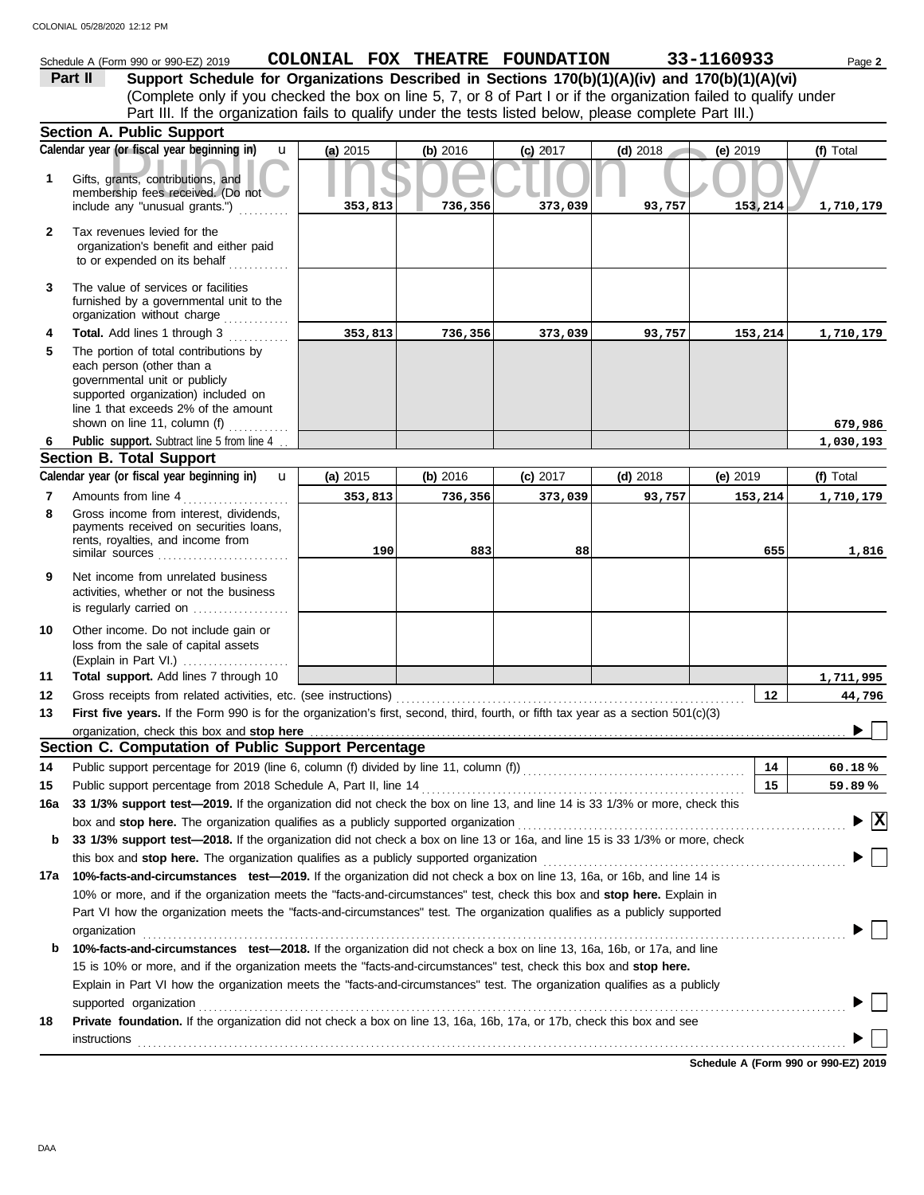Schedule A (Form 990 or 990-EZ) 2019 **COLONIAL FOX THEATRE FOUNDATION 33-1160933**

## Part II Support Schedule for Organizations Described in Sections 170(b)(1)(A)(iv) and 170(b)(1)(A)(vi)

(Complete only if you checked the box on line 5, 7, or 8 of Part I or if the organization failed to qualify under Part III. If the organization fails to qualify under the tests listed below, please complete Part III.)

### Section A. Public Support

| Calendar year (or fiscal year beginning in) | (a) 2015 | (b) 2016 | (c) 2017 | (d) 2018 | (e) 2019 | (f) Total |
|---|---|---|---|---|---|---|
| **1** Gifts, grants, contributions, and membership fees received. (Do not include any "unusual grants.") | 353,813 | 736,356 | 373,039 | 93,757 | 153,214 | 1,710,179 |
| **2** Tax revenues levied for the organization's benefit and either paid to or expended on its behalf | | | | | | |
| **3** The value of services or facilities furnished by a governmental unit to the organization without charge | | | | | | |
| **4 Total.** Add lines 1 through 3 | 353,813 | 736,356 | 373,039 | 93,757 | 153,214 | 1,710,179 |
| **5** The portion of total contributions by each person (other than a governmental unit or publicly supported organization) included on line 1 that exceeds 2% of the amount shown on line 11, column (f) | | | | | | 679,986 |
| **6 Public support.** Subtract line 5 from line 4 | | | | | | 1,030,193 |

### Section B. Total Support

| Calendar year (or fiscal year beginning in) | (a) 2015 | (b) 2016 | (c) 2017 | (d) 2018 | (e) 2019 | (f) Total |
|---|---|---|---|---|---|---|
| **7** Amounts from line 4 | 353,813 | 736,356 | 373,039 | 93,757 | 153,214 | 1,710,179 |
| **8** Gross income from interest, dividends, payments received on securities loans, rents, royalties, and income from similar sources | 190 | 883 | 88 | | 655 | 1,816 |
| **9** Net income from unrelated business activities, whether or not the business is regularly carried on | | | | | | |
| **10** Other income. Do not include gain or loss from the sale of capital assets (Explain in Part VI.) | | | | | | |
| **11 Total support.** Add lines 7 through 10 | | | | | | 1,711,995 |

**12** Gross receipts from related activities, etc. (see instructions) — **12** — 44,796

**13 First five years.** If the Form 990 is for the organization's first, second, third, fourth, or fifth tax year as a section 501(c)(3) organization, check this box and **stop here** ☐

### Section C. Computation of Public Support Percentage

**14** Public support percentage for 2019 (line 6, column (f) divided by line 11, column (f)) — **14** — 60.18 %

**15** Public support percentage from 2018 Schedule A, Part II, line 14 — **15** — 59.89 %

**16a 33 1/3% support test—2019.** If the organization did not check the box on line 13, and line 14 is 33 1/3% or more, check this box and **stop here.** The organization qualifies as a publicly supported organization ☒

**b 33 1/3% support test—2018.** If the organization did not check a box on line 13 or 16a, and line 15 is 33 1/3% or more, check this box and **stop here.** The organization qualifies as a publicly supported organization ☐

**17a 10%-facts-and-circumstances test—2019.** If the organization did not check a box on line 13, 16a, or 16b, and line 14 is 10% or more, and if the organization meets the "facts-and-circumstances" test, check this box and **stop here.** Explain in Part VI how the organization meets the "facts-and-circumstances" test. The organization qualifies as a publicly supported organization ☐

**b 10%-facts-and-circumstances test—2018.** If the organization did not check a box on line 13, 16a, 16b, or 17a, and line 15 is 10% or more, and if the organization meets the "facts-and-circumstances" test, check this box and **stop here.** Explain in Part VI how the organization meets the "facts-and-circumstances" test. The organization qualifies as a publicly supported organization ☐

**18 Private foundation.** If the organization did not check a box on line 13, 16a, 16b, 17a, or 17b, check this box and see instructions ☐

**Schedule A (Form 990 or 990-EZ) 2019**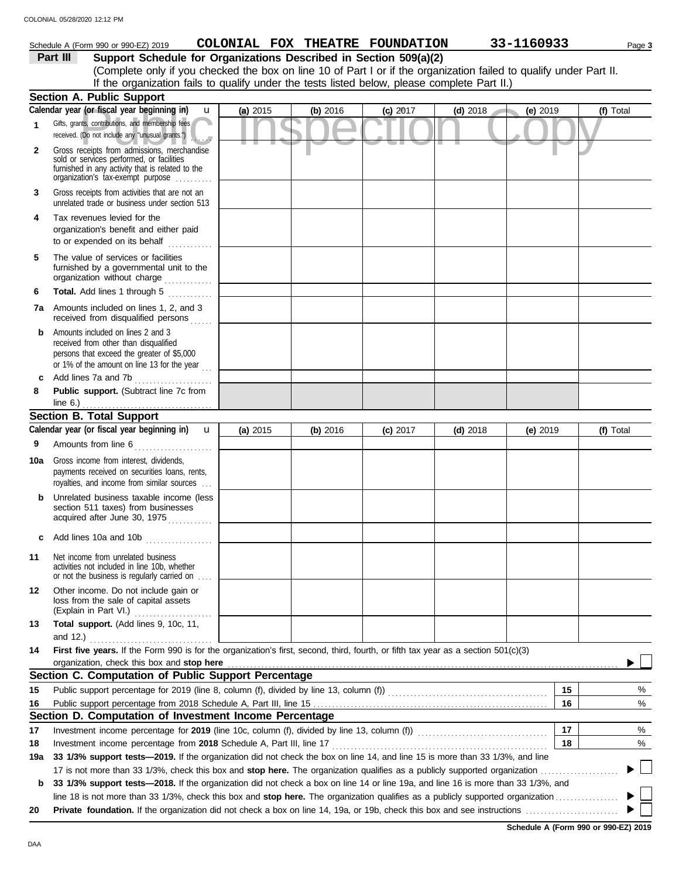Schedule A (Form 990 or 990-EZ) 2019 **COLONIAL FOX THEATRE FOUNDATION** **33-1160933**

## Part III Support Schedule for Organizations Described in Section 509(a)(2)

(Complete only if you checked the box on line 10 of Part I or if the organization failed to qualify under Part II. If the organization fails to qualify under the tests listed below, please complete Part II.)

### Section A. Public Support

| Calendar year (or fiscal year beginning in) | (a) 2015 | (b) 2016 | (c) 2017 | (d) 2018 | (e) 2019 | (f) Total |
|---|---|---|---|---|---|---|
| 1 Gifts, grants, contributions, and membership fees received. (Do not include any "unusual grants.") | | | | | | |
| 2 Gross receipts from admissions, merchandise sold or services performed, or facilities furnished in any activity that is related to the organization's tax-exempt purpose | | | | | | |
| 3 Gross receipts from activities that are not an unrelated trade or business under section 513 | | | | | | |
| 4 Tax revenues levied for the organization's benefit and either paid to or expended on its behalf | | | | | | |
| 5 The value of services or facilities furnished by a governmental unit to the organization without charge | | | | | | |
| 6 **Total.** Add lines 1 through 5 | | | | | | |
| 7a Amounts included on lines 1, 2, and 3 received from disqualified persons | | | | | | |
| b Amounts included on lines 2 and 3 received from other than disqualified persons that exceed the greater of $5,000 or 1% of the amount on line 13 for the year | | | | | | |
| c Add lines 7a and 7b | | | | | | |
| 8 **Public support.** (Subtract line 7c from line 6.) | | | | | | |

### Section B. Total Support

| Calendar year (or fiscal year beginning in) | (a) 2015 | (b) 2016 | (c) 2017 | (d) 2018 | (e) 2019 | (f) Total |
|---|---|---|---|---|---|---|
| 9 Amounts from line 6 | | | | | | |
| 10a Gross income from interest, dividends, payments received on securities loans, rents, royalties, and income from similar sources | | | | | | |
| b Unrelated business taxable income (less section 511 taxes) from businesses acquired after June 30, 1975 | | | | | | |
| c Add lines 10a and 10b | | | | | | |
| 11 Net income from unrelated business activities not included in line 10b, whether or not the business is regularly carried on | | | | | | |
| 12 Other income. Do not include gain or loss from the sale of capital assets (Explain in Part VI.) | | | | | | |
| 13 **Total support.** (Add lines 9, 10c, 11, and 12.) | | | | | | |

14 **First five years.** If the Form 990 is for the organization's first, second, third, fourth, or fifth tax year as a section 501(c)(3) organization, check this box and **stop here** ☐

### Section C. Computation of Public Support Percentage

| | | | |
|---|---|---|---|
| 15 | Public support percentage for 2019 (line 8, column (f), divided by line 13, column (f)) | 15 | % |
| 16 | Public support percentage from 2018 Schedule A, Part III, line 15 | 16 | % |

### Section D. Computation of Investment Income Percentage

| | | | |
|---|---|---|---|
| 17 | Investment income percentage for **2019** (line 10c, column (f), divided by line 13, column (f)) | 17 | % |
| 18 | Investment income percentage from **2018** Schedule A, Part III, line 17 | 18 | % |

19a **33 1/3% support tests—2019.** If the organization did not check the box on line 14, and line 15 is more than 33 1/3%, and line 17 is not more than 33 1/3%, check this box and **stop here.** The organization qualifies as a publicly supported organization ☐

b **33 1/3% support tests—2018.** If the organization did not check a box on line 14 or line 19a, and line 16 is more than 33 1/3%, and line 18 is not more than 33 1/3%, check this box and **stop here.** The organization qualifies as a publicly supported organization ☐

20 **Private foundation.** If the organization did not check a box on line 14, 19a, or 19b, check this box and see instructions ☐

**Schedule A (Form 990 or 990-EZ) 2019**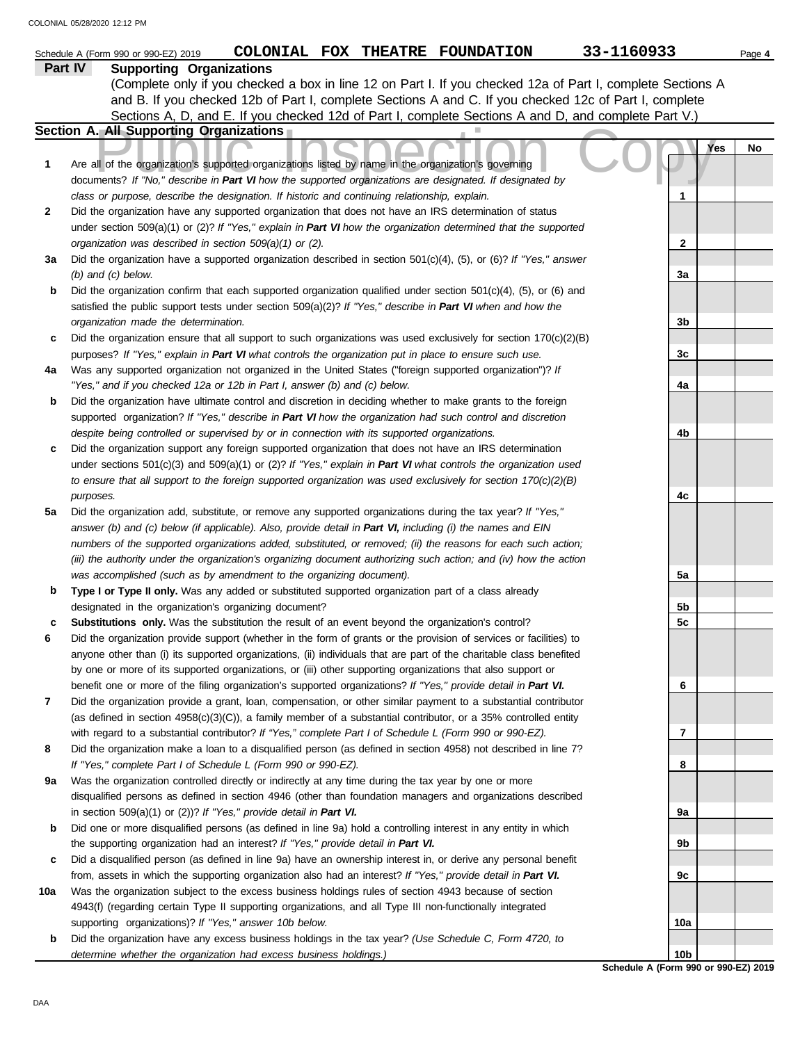Schedule A (Form 990 or 990-EZ) 2019 **COLONIAL FOX THEATRE FOUNDATION** **33-1160933**

## Part IV Supporting Organizations

(Complete only if you checked a box in line 12 on Part I. If you checked 12a of Part I, complete Sections A and B. If you checked 12b of Part I, complete Sections A and C. If you checked 12c of Part I, complete Sections A, D, and E. If you checked 12d of Part I, complete Sections A and D, and complete Part V.)

### Section A. All Supporting Organizations

| | | | Yes | No |
|---|---|---|---|---|
| **1** | Are all of the organization's supported organizations listed by name in the organization's governing documents? *If "No," describe in **Part VI** how the supported organizations are designated. If designated by class or purpose, describe the designation. If historic and continuing relationship, explain.* | **1** | | |
| **2** | Did the organization have any supported organization that does not have an IRS determination of status under section 509(a)(1) or (2)? *If "Yes," explain in **Part VI** how the organization determined that the supported organization was described in section 509(a)(1) or (2).* | **2** | | |
| **3a** | Did the organization have a supported organization described in section 501(c)(4), (5), or (6)? *If "Yes," answer (b) and (c) below.* | **3a** | | |
| **b** | Did the organization confirm that each supported organization qualified under section 501(c)(4), (5), or (6) and satisfied the public support tests under section 509(a)(2)? *If "Yes," describe in **Part VI** when and how the organization made the determination.* | **3b** | | |
| **c** | Did the organization ensure that all support to such organizations was used exclusively for section 170(c)(2)(B) purposes? *If "Yes," explain in **Part VI** what controls the organization put in place to ensure such use.* | **3c** | | |
| **4a** | Was any supported organization not organized in the United States ("foreign supported organization")? *If "Yes," and if you checked 12a or 12b in Part I, answer (b) and (c) below.* | **4a** | | |
| **b** | Did the organization have ultimate control and discretion in deciding whether to make grants to the foreign supported organization? *If "Yes," describe in **Part VI** how the organization had such control and discretion despite being controlled or supervised by or in connection with its supported organizations.* | **4b** | | |
| **c** | Did the organization support any foreign supported organization that does not have an IRS determination under sections 501(c)(3) and 509(a)(1) or (2)? *If "Yes," explain in **Part VI** what controls the organization used to ensure that all support to the foreign supported organization was used exclusively for section 170(c)(2)(B) purposes.* | **4c** | | |
| **5a** | Did the organization add, substitute, or remove any supported organizations during the tax year? *If "Yes," answer (b) and (c) below (if applicable). Also, provide detail in **Part VI,** including (i) the names and EIN numbers of the supported organizations added, substituted, or removed; (ii) the reasons for each such action; (iii) the authority under the organization's organizing document authorizing such action; and (iv) how the action was accomplished (such as by amendment to the organizing document).* | **5a** | | |
| **b** | **Type I or Type II only.** Was any added or substituted supported organization part of a class already designated in the organization's organizing document? | **5b** | | |
| **c** | **Substitutions only.** Was the substitution the result of an event beyond the organization's control? | **5c** | | |
| **6** | Did the organization provide support (whether in the form of grants or the provision of services or facilities) to anyone other than (i) its supported organizations, (ii) individuals that are part of the charitable class benefited by one or more of its supported organizations, or (iii) other supporting organizations that also support or benefit one or more of the filing organization's supported organizations? *If "Yes," provide detail in **Part VI.*** | **6** | | |
| **7** | Did the organization provide a grant, loan, compensation, or other similar payment to a substantial contributor (as defined in section 4958(c)(3)(C)), a family member of a substantial contributor, or a 35% controlled entity with regard to a substantial contributor? *If "Yes," complete Part I of Schedule L (Form 990 or 990-EZ).* | **7** | | |
| **8** | Did the organization make a loan to a disqualified person (as defined in section 4958) not described in line 7? *If "Yes," complete Part I of Schedule L (Form 990 or 990-EZ).* | **8** | | |
| **9a** | Was the organization controlled directly or indirectly at any time during the tax year by one or more disqualified persons as defined in section 4946 (other than foundation managers and organizations described in section 509(a)(1) or (2))? *If "Yes," provide detail in **Part VI.*** | **9a** | | |
| **b** | Did one or more disqualified persons (as defined in line 9a) hold a controlling interest in any entity in which the supporting organization had an interest? *If "Yes," provide detail in **Part VI.*** | **9b** | | |
| **c** | Did a disqualified person (as defined in line 9a) have an ownership interest in, or derive any personal benefit from, assets in which the supporting organization also had an interest? *If "Yes," provide detail in **Part VI.*** | **9c** | | |
| **10a** | Was the organization subject to the excess business holdings rules of section 4943 because of section 4943(f) (regarding certain Type II supporting organizations, and all Type III non-functionally integrated supporting organizations)? *If "Yes," answer 10b below.* | **10a** | | |
| **b** | Did the organization have any excess business holdings in the tax year? *(Use Schedule C, Form 4720, to determine whether the organization had excess business holdings.)* | **10b** | | |

**Schedule A (Form 990 or 990-EZ) 2019**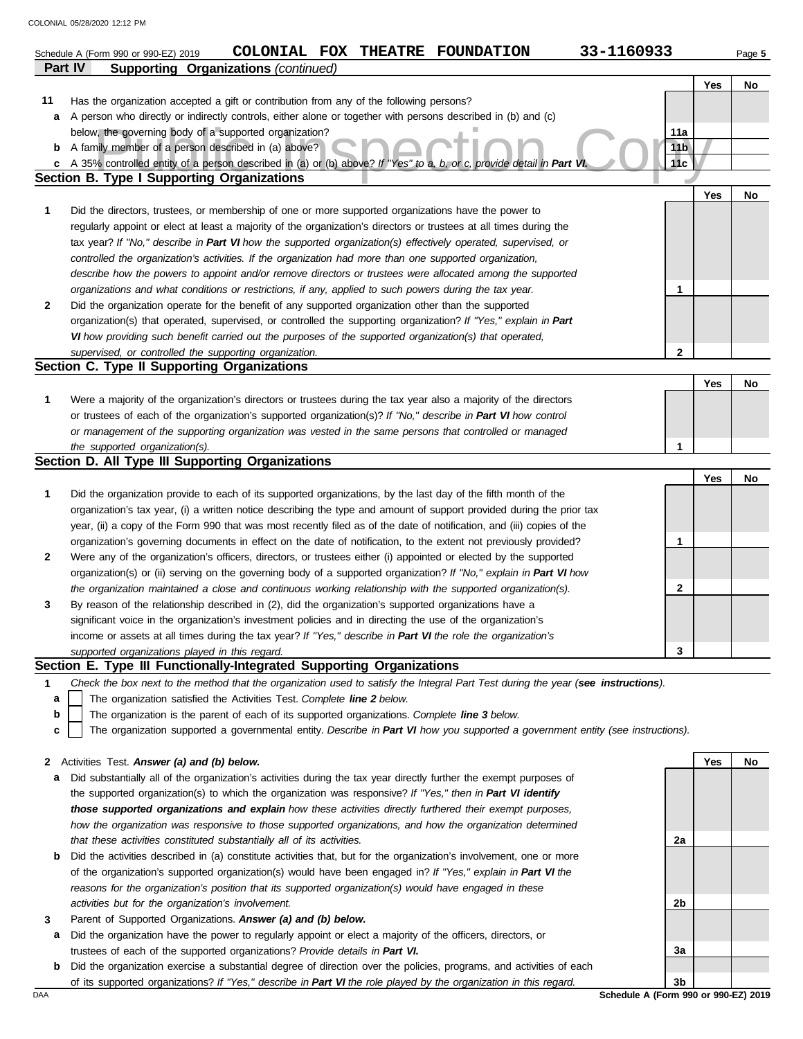Schedule A (Form 990 or 990-EZ) 2019 **COLONIAL FOX THEATRE FOUNDATION** 33-1160933 Page **5**

**Part IV Supporting Organizations** *(continued)*

| | | | Yes | No |
|---|---|---|---|---|
| **11** | Has the organization accepted a gift or contribution from any of the following persons? | | | |
| **a** | A person who directly or indirectly controls, either alone or together with persons described in (b) and (c) below, the governing body of a supported organization? | 11a | | |
| **b** | A family member of a person described in (a) above? | 11b | | |
| **c** | A 35% controlled entity of a person described in (a) or (b) above? *If "Yes" to a, b, or c, provide detail in **Part VI.*** | 11c | | |

**Section B. Type I Supporting Organizations**

| | | | Yes | No |
|---|---|---|---|---|
| **1** | Did the directors, trustees, or membership of one or more supported organizations have the power to regularly appoint or elect at least a majority of the organization's directors or trustees at all times during the tax year? *If "No," describe in **Part VI** how the supported organization(s) effectively operated, supervised, or controlled the organization's activities. If the organization had more than one supported organization, describe how the powers to appoint and/or remove directors or trustees were allocated among the supported organizations and what conditions or restrictions, if any, applied to such powers during the tax year.* | 1 | | |
| **2** | Did the organization operate for the benefit of any supported organization other than the supported organization(s) that operated, supervised, or controlled the supporting organization? *If "Yes," explain in **Part VI** how providing such benefit carried out the purposes of the supported organization(s) that operated, supervised, or controlled the supporting organization.* | 2 | | |

**Section C. Type II Supporting Organizations**

| | | | Yes | No |
|---|---|---|---|---|
| **1** | Were a majority of the organization's directors or trustees during the tax year also a majority of the directors or trustees of each of the organization's supported organization(s)? *If "No," describe in **Part VI** how control or management of the supporting organization was vested in the same persons that controlled or managed the supported organization(s).* | 1 | | |

**Section D. All Type III Supporting Organizations**

| | | | Yes | No |
|---|---|---|---|---|
| **1** | Did the organization provide to each of its supported organizations, by the last day of the fifth month of the organization's tax year, (i) a written notice describing the type and amount of support provided during the prior tax year, (ii) a copy of the Form 990 that was most recently filed as of the date of notification, and (iii) copies of the organization's governing documents in effect on the date of notification, to the extent not previously provided? | 1 | | |
| **2** | Were any of the organization's officers, directors, or trustees either (i) appointed or elected by the supported organization(s) or (ii) serving on the governing body of a supported organization? *If "No," explain in **Part VI** how the organization maintained a close and continuous working relationship with the supported organization(s).* | 2 | | |
| **3** | By reason of the relationship described in (2), did the organization's supported organizations have a significant voice in the organization's investment policies and in directing the use of the organization's income or assets at all times during the tax year? *If "Yes," describe in **Part VI** the role the organization's supported organizations played in this regard.* | 3 | | |

**Section E. Type III Functionally-Integrated Supporting Organizations**

**1** *Check the box next to the method that the organization used to satisfy the Integral Part Test during the year (**see instructions**).*

- **a** ☐ The organization satisfied the Activities Test. *Complete **line 2** below.*
- **b** ☐ The organization is the parent of each of its supported organizations. *Complete **line 3** below.*
- **c** ☐ The organization supported a governmental entity. *Describe in **Part VI** how you supported a government entity (see instructions).*

| | | | Yes | No |
|---|---|---|---|---|
| **2** | Activities Test. ***Answer (a) and (b) below.*** | | | |
| **a** | Did substantially all of the organization's activities during the tax year directly further the exempt purposes of the supported organization(s) to which the organization was responsive? *If "Yes," then in **Part VI identify those supported organizations and explain** how these activities directly furthered their exempt purposes, how the organization was responsive to those supported organizations, and how the organization determined that these activities constituted substantially all of its activities.* | 2a | | |
| **b** | Did the activities described in (a) constitute activities that, but for the organization's involvement, one or more of the organization's supported organization(s) would have been engaged in? *If "Yes," explain in **Part VI** the reasons for the organization's position that its supported organization(s) would have engaged in these activities but for the organization's involvement.* | 2b | | |
| **3** | Parent of Supported Organizations. ***Answer (a) and (b) below.*** | | | |
| **a** | Did the organization have the power to regularly appoint or elect a majority of the officers, directors, or trustees of each of the supported organizations? ***Provide details in Part VI.*** | 3a | | |
| **b** | Did the organization exercise a substantial degree of direction over the policies, programs, and activities of each of its supported organizations? *If "Yes," describe in **Part VI** the role played by the organization in this regard.* | 3b | | |

**Schedule A (Form 990 or 990-EZ) 2019**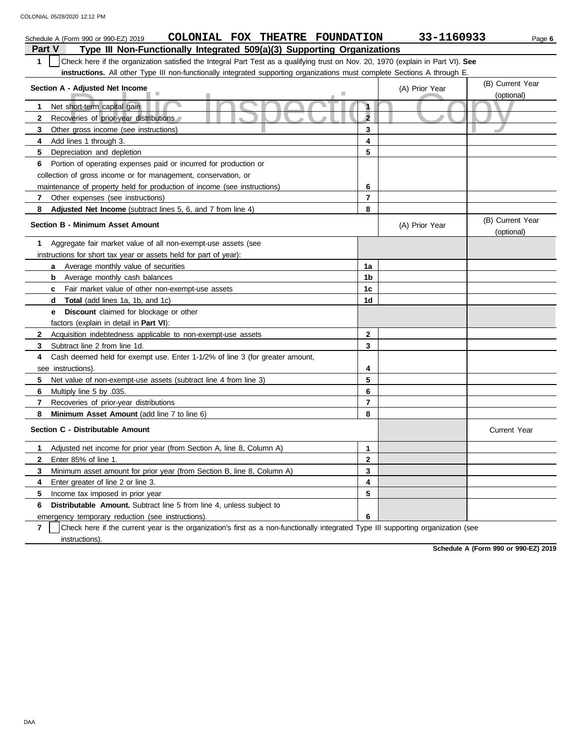Schedule A (Form 990 or 990-EZ) 2019 COLONIAL FOX THEATRE FOUNDATION 33-1160933

**Part V** **Type III Non-Functionally Integrated 509(a)(3) Supporting Organizations**

**1** ☐ Check here if the organization satisfied the Integral Part Test as a qualifying trust on Nov. 20, 1970 (explain in Part VI). **See instructions.** All other Type III non-functionally integrated supporting organizations must complete Sections A through E.

| **Section A - Adjusted Net Income** | | (A) Prior Year | (B) Current Year (optional) |
|---|---|---|---|
| **1** Net short-term capital gain | 1 | | |
| **2** Recoveries of prior-year distributions | 2 | | |
| **3** Other gross income (see instructions) | 3 | | |
| **4** Add lines 1 through 3. | 4 | | |
| **5** Depreciation and depletion | 5 | | |
| **6** Portion of operating expenses paid or incurred for production or collection of gross income or for management, conservation, or maintenance of property held for production of income (see instructions) | 6 | | |
| **7** Other expenses (see instructions) | 7 | | |
| **8** **Adjusted Net Income** (subtract lines 5, 6, and 7 from line 4) | 8 | | |

| **Section B - Minimum Asset Amount** | | (A) Prior Year | (B) Current Year (optional) |
|---|---|---|---|
| **1** Aggregate fair market value of all non-exempt-use assets (see instructions for short tax year or assets held for part of year): | | | |
| **a** Average monthly value of securities | 1a | | |
| **b** Average monthly cash balances | 1b | | |
| **c** Fair market value of other non-exempt-use assets | 1c | | |
| **d** **Total** (add lines 1a, 1b, and 1c) | 1d | | |
| **e** **Discount** claimed for blockage or other factors (explain in detail in **Part VI**): | | | |
| **2** Acquisition indebtedness applicable to non-exempt-use assets | 2 | | |
| **3** Subtract line 2 from line 1d. | 3 | | |
| **4** Cash deemed held for exempt use. Enter 1-1/2% of line 3 (for greater amount, see instructions). | 4 | | |
| **5** Net value of non-exempt-use assets (subtract line 4 from line 3) | 5 | | |
| **6** Multiply line 5 by .035. | 6 | | |
| **7** Recoveries of prior-year distributions | 7 | | |
| **8** **Minimum Asset Amount** (add line 7 to line 6) | 8 | | |

| **Section C - Distributable Amount** | | | Current Year |
|---|---|---|---|
| **1** Adjusted net income for prior year (from Section A, line 8, Column A) | 1 | | |
| **2** Enter 85% of line 1. | 2 | | |
| **3** Minimum asset amount for prior year (from Section B, line 8, Column A) | 3 | | |
| **4** Enter greater of line 2 or line 3. | 4 | | |
| **5** Income tax imposed in prior year | 5 | | |
| **6** **Distributable Amount.** Subtract line 5 from line 4, unless subject to emergency temporary reduction (see instructions). | 6 | | |

**7** ☐ Check here if the current year is the organization's first as a non-functionally integrated Type III supporting organization (see instructions).

**Schedule A (Form 990 or 990-EZ) 2019**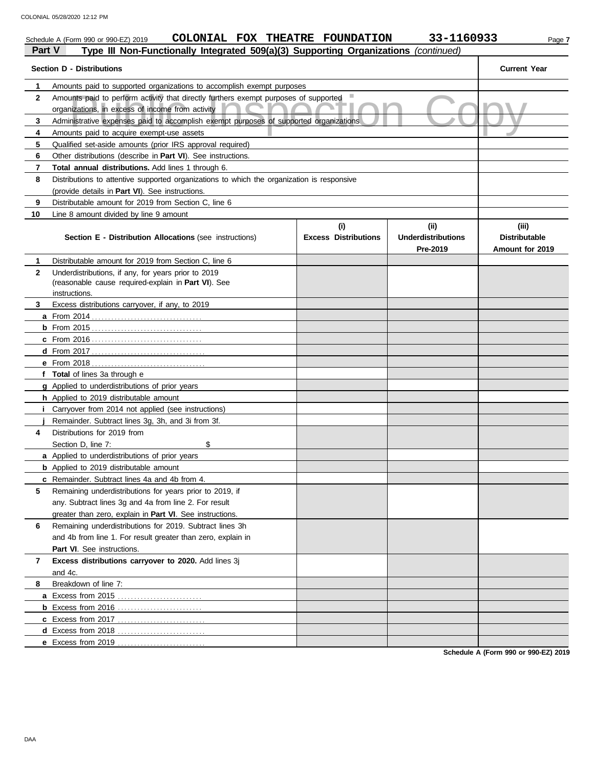Schedule A (Form 990 or 990-EZ) 2019 **COLONIAL FOX THEATRE FOUNDATION** **33-1160933**

## Part V Type III Non-Functionally Integrated 509(a)(3) Supporting Organizations *(continued)*

| | **Section D - Distributions** | **Current Year** |
|---|---|---|
| **1** | Amounts paid to supported organizations to accomplish exempt purposes | |
| **2** | Amounts paid to perform activity that directly furthers exempt purposes of supported organizations, in excess of income from activity | |
| **3** | Administrative expenses paid to accomplish exempt purposes of supported organizations | |
| **4** | Amounts paid to acquire exempt-use assets | |
| **5** | Qualified set-aside amounts (prior IRS approval required) | |
| **6** | Other distributions (describe in **Part VI**). See instructions. | |
| **7** | **Total annual distributions.** Add lines 1 through 6. | |
| **8** | Distributions to attentive supported organizations to which the organization is responsive (provide details in **Part VI**). See instructions. | |
| **9** | Distributable amount for 2019 from Section C, line 6 | |
| **10** | Line 8 amount divided by line 9 amount | |

| | **Section E - Distribution Allocations** (see instructions) | **(i) Excess Distributions** | **(ii) Underdistributions Pre-2019** | **(iii) Distributable Amount for 2019** |
|---|---|---|---|---|
| **1** | Distributable amount for 2019 from Section C, line 6 | | | |
| **2** | Underdistributions, if any, for years prior to 2019 (reasonable cause required-explain in **Part VI**). See instructions. | | | |
| **3** | Excess distributions carryover, if any, to 2019 | | | |
| **a** | From 2014 | | | |
| **b** | From 2015 | | | |
| **c** | From 2016 | | | |
| **d** | From 2017 | | | |
| **e** | From 2018 | | | |
| **f** | **Total** of lines 3a through e | | | |
| **g** | Applied to underdistributions of prior years | | | |
| **h** | Applied to 2019 distributable amount | | | |
| **i** | Carryover from 2014 not applied (see instructions) | | | |
| **j** | Remainder. Subtract lines 3g, 3h, and 3i from 3f. | | | |
| **4** | Distributions for 2019 from Section D, line 7: $ | | | |
| **a** | Applied to underdistributions of prior years | | | |
| **b** | Applied to 2019 distributable amount | | | |
| **c** | Remainder. Subtract lines 4a and 4b from 4. | | | |
| **5** | Remaining underdistributions for years prior to 2019, if any. Subtract lines 3g and 4a from line 2. For result greater than zero, explain in **Part VI**. See instructions. | | | |
| **6** | Remaining underdistributions for 2019. Subtract lines 3h and 4b from line 1. For result greater than zero, explain in **Part VI**. See instructions. | | | |
| **7** | **Excess distributions carryover to 2020.** Add lines 3j and 4c. | | | |
| **8** | Breakdown of line 7: | | | |
| **a** | Excess from 2015 | | | |
| **b** | Excess from 2016 | | | |
| **c** | Excess from 2017 | | | |
| **d** | Excess from 2018 | | | |
| **e** | Excess from 2019 | | | |

**Schedule A (Form 990 or 990-EZ) 2019**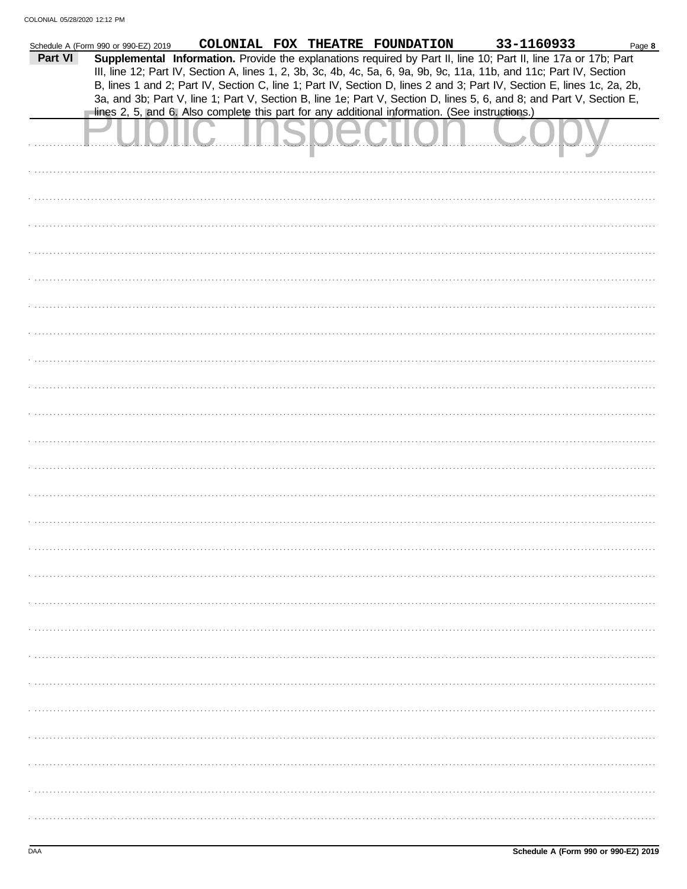Schedule A (Form 990 or 990-EZ) 2019 COLONIAL FOX THEATRE FOUNDATION 33-1160933

**Part VI** **Supplemental Information.** Provide the explanations required by Part II, line 10; Part II, line 17a or 17b; Part III, line 12; Part IV, Section A, lines 1, 2, 3b, 3c, 4b, 4c, 5a, 6, 9a, 9b, 9c, 11a, 11b, and 11c; Part IV, Section B, lines 1 and 2; Part IV, Section C, line 1; Part IV, Section D, lines 2 and 3; Part IV, Section E, lines 1c, 2a, 2b, 3a, and 3b; Part V, line 1; Part V, Section B, line 1e; Part V, Section D, lines 5, 6, and 8; and Part V, Section E, lines 2, 5, and 6. Also complete this part for any additional information. (See instructions.)

Public Inspection Copy

Schedule A (Form 990 or 990-EZ) 2019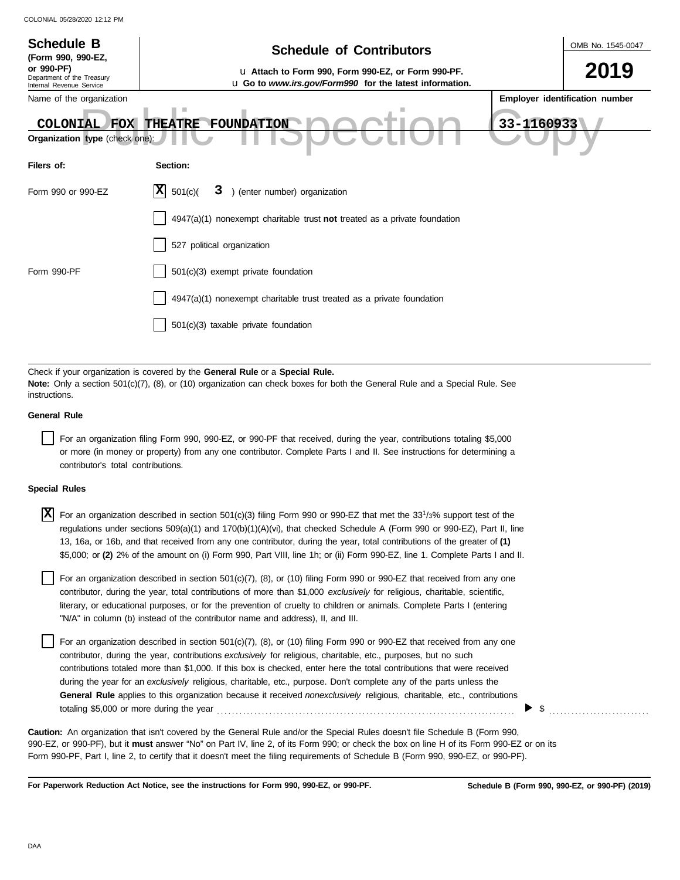**Schedule B**
**(Form 990, 990-EZ, or 990-PF)**
Department of the Treasury
Internal Revenue Service

# Schedule of Contributors

u **Attach to Form 990, Form 990-EZ, or Form 990-PF.**
u **Go to *www.irs.gov/Form990* for the latest information.**

OMB No. 1545-0047

**2019**

Name of the organization: COLONIAL FOX THEATRE FOUNDATION

**Employer identification number:** 33-1160933

**Organization type** (check one):

| **Filers of:** | **Section:** |
|---|---|
| Form 990 or 990-EZ | [X] 501(c)( 3 ) (enter number) organization |
| | [ ] 4947(a)(1) nonexempt charitable trust **not** treated as a private foundation |
| | [ ] 527 political organization |
| Form 990-PF | [ ] 501(c)(3) exempt private foundation |
| | [ ] 4947(a)(1) nonexempt charitable trust treated as a private foundation |
| | [ ] 501(c)(3) taxable private foundation |

Check if your organization is covered by the **General Rule** or a **Special Rule.**
**Note:** Only a section 501(c)(7), (8), or (10) organization can check boxes for both the General Rule and a Special Rule. See instructions.

**General Rule**

[ ] For an organization filing Form 990, 990-EZ, or 990-PF that received, during the year, contributions totaling $5,000 or more (in money or property) from any one contributor. Complete Parts I and II. See instructions for determining a contributor's total contributions.

**Special Rules**

[X] For an organization described in section 501(c)(3) filing Form 990 or 990-EZ that met the $33^1/_3$% support test of the regulations under sections 509(a)(1) and 170(b)(1)(A)(vi), that checked Schedule A (Form 990 or 990-EZ), Part II, line 13, 16a, or 16b, and that received from any one contributor, during the year, total contributions of the greater of **(1)** $5,000; or **(2)** 2% of the amount on (i) Form 990, Part VIII, line 1h; or (ii) Form 990-EZ, line 1. Complete Parts I and II.

[ ] For an organization described in section 501(c)(7), (8), or (10) filing Form 990 or 990-EZ that received from any one contributor, during the year, total contributions of more than $1,000 *exclusively* for religious, charitable, scientific, literary, or educational purposes, or for the prevention of cruelty to children or animals. Complete Parts I (entering "N/A" in column (b) instead of the contributor name and address), II, and III.

[ ] For an organization described in section 501(c)(7), (8), or (10) filing Form 990 or 990-EZ that received from any one contributor, during the year, contributions *exclusively* for religious, charitable, etc., purposes, but no such contributions totaled more than $1,000. If this box is checked, enter here the total contributions that were received during the year for an *exclusively* religious, charitable, etc., purpose. Don't complete any of the parts unless the **General Rule** applies to this organization because it received *nonexclusively* religious, charitable, etc., contributions totaling $5,000 or more during the year ........ ▶ $ ..........

**Caution:** An organization that isn't covered by the General Rule and/or the Special Rules doesn't file Schedule B (Form 990, 990-EZ, or 990-PF), but it **must** answer "No" on Part IV, line 2, of its Form 990; or check the box on line H of its Form 990-EZ or on its Form 990-PF, Part I, line 2, to certify that it doesn't meet the filing requirements of Schedule B (Form 990, 990-EZ, or 990-PF).

**For Paperwork Reduction Act Notice, see the instructions for Form 990, 990-EZ, or 990-PF.** **Schedule B (Form 990, 990-EZ, or 990-PF) (2019)**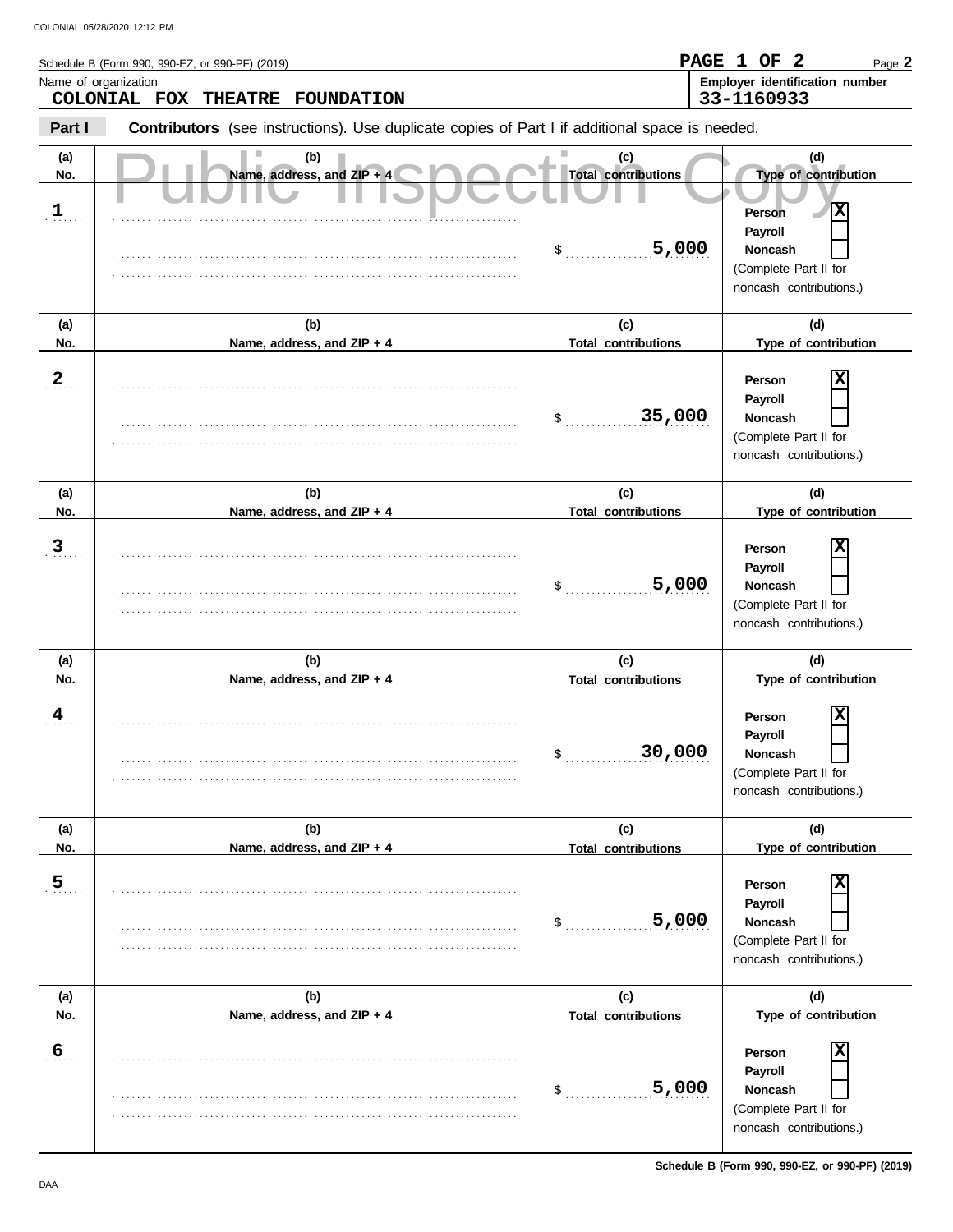Schedule B (Form 990, 990-EZ, or 990-PF) (2019)

PAGE 1 OF 2

Name of organization: COLONIAL FOX THEATRE FOUNDATION

Employer identification number: 33-1160933

**Part I** **Contributors** (see instructions). Use duplicate copies of Part I if additional space is needed.

Public Inspection Copy

| (a) No. | (b) Name, address, and ZIP + 4 | (c) Total contributions | (d) Type of contribution |
|---|---|---|---|
| 1 | | $ 5,000 | Person [X] Payroll [ ] Noncash [ ] (Complete Part II for noncash contributions.) |
| 2 | | $ 35,000 | Person [X] Payroll [ ] Noncash [ ] (Complete Part II for noncash contributions.) |
| 3 | | $ 5,000 | Person [X] Payroll [ ] Noncash [ ] (Complete Part II for noncash contributions.) |
| 4 | | $ 30,000 | Person [X] Payroll [ ] Noncash [ ] (Complete Part II for noncash contributions.) |
| 5 | | $ 5,000 | Person [X] Payroll [ ] Noncash [ ] (Complete Part II for noncash contributions.) |
| 6 | | $ 5,000 | Person [X] Payroll [ ] Noncash [ ] (Complete Part II for noncash contributions.) |

Schedule B (Form 990, 990-EZ, or 990-PF) (2019)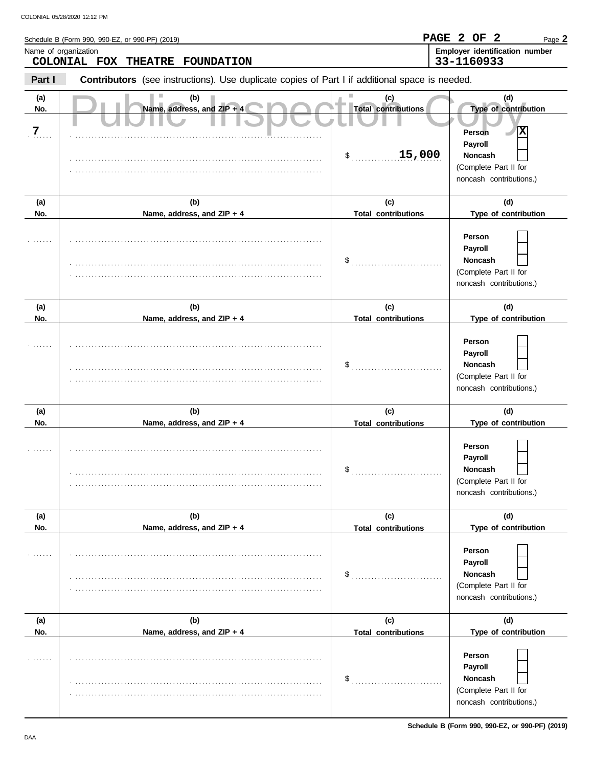COLONIAL 05/28/2020 12:12 PM

Schedule B (Form 990, 990-EZ, or 990-PF) (2019)

**PAGE 2 OF 2**

Name of organization
**COLONIAL FOX THEATRE FOUNDATION**

Employer identification number
**33-1160933**

**Part I** **Contributors** (see instructions). Use duplicate copies of Part I if additional space is needed.

Public Inspection Copy

| (a) No. | (b) Name, address, and ZIP + 4 | (c) Total contributions | (d) Type of contribution |
|---|---|---|---|
| 7 | | $ 15,000 | Person [X] Payroll [ ] Noncash [ ] (Complete Part II for noncash contributions.) |
| | | $ | Person [ ] Payroll [ ] Noncash [ ] (Complete Part II for noncash contributions.) |
| | | $ | Person [ ] Payroll [ ] Noncash [ ] (Complete Part II for noncash contributions.) |
| | | $ | Person [ ] Payroll [ ] Noncash [ ] (Complete Part II for noncash contributions.) |
| | | $ | Person [ ] Payroll [ ] Noncash [ ] (Complete Part II for noncash contributions.) |
| | | $ | Person [ ] Payroll [ ] Noncash [ ] (Complete Part II for noncash contributions.) |

DAA

**Schedule B (Form 990, 990-EZ, or 990-PF) (2019)**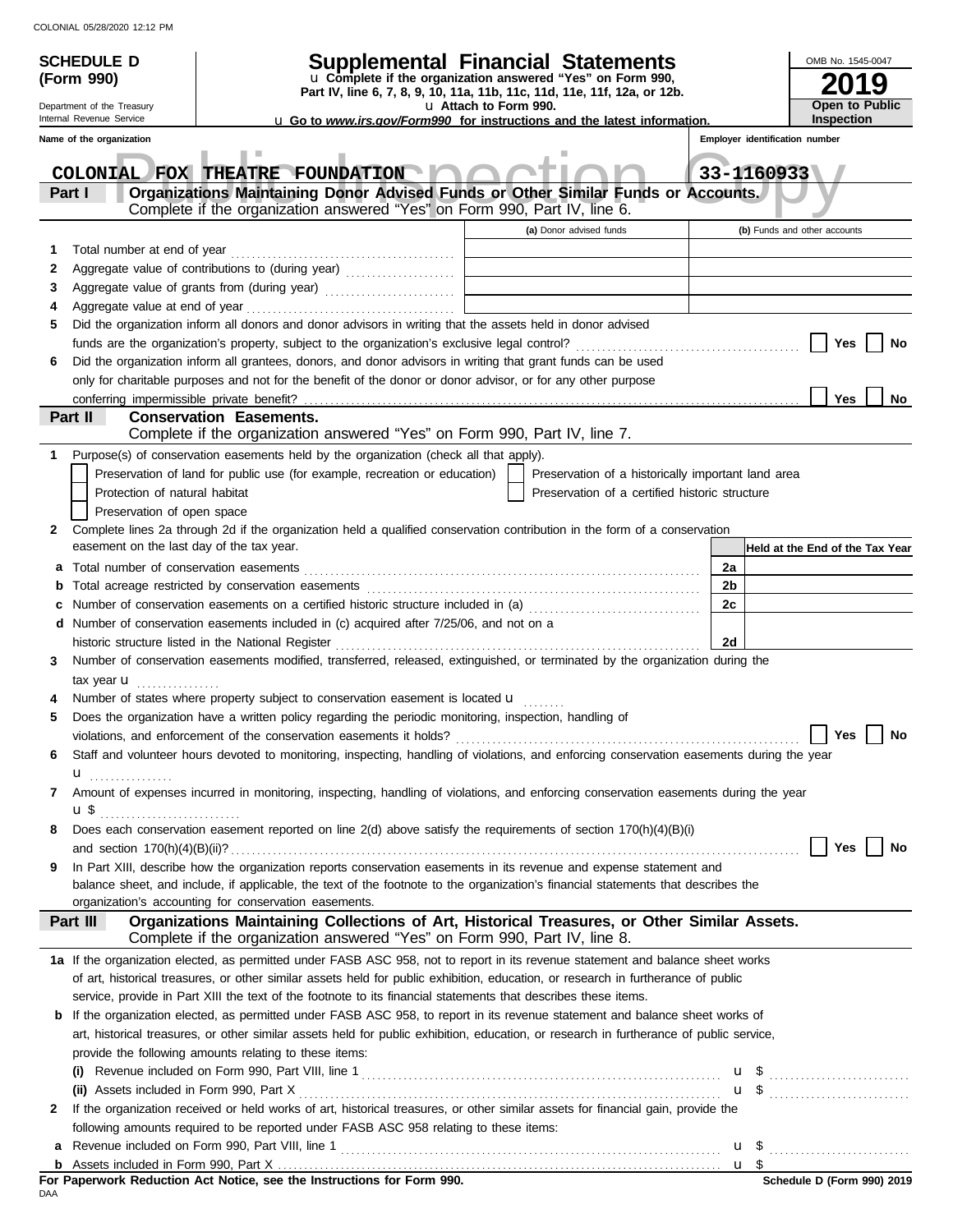**SCHEDULE D (Form 990)**

Department of the Treasury
Internal Revenue Service

# Supplemental Financial Statements

u Complete if the organization answered "Yes" on Form 990, Part IV, line 6, 7, 8, 9, 10, 11a, 11b, 11c, 11d, 11e, 11f, 12a, or 12b.
u Attach to Form 990.
u Go to *www.irs.gov/Form990* for instructions and the latest information.

OMB No. 1545-0047
**2019**
**Open to Public Inspection**

Name of the organization: COLONIAL FOX THEATRE FOUNDATION
Employer identification number: 33-1160933

## Part I Organizations Maintaining Donor Advised Funds or Other Similar Funds or Accounts.
Complete if the organization answered "Yes" on Form 990, Part IV, line 6.

| | | (a) Donor advised funds | (b) Funds and other accounts |
|---|---|---|---|
| 1 | Total number at end of year | | |
| 2 | Aggregate value of contributions to (during year) | | |
| 3 | Aggregate value of grants from (during year) | | |
| 4 | Aggregate value at end of year | | |

5 Did the organization inform all donors and donor advisors in writing that the assets held in donor advised funds are the organization's property, subject to the organization's exclusive legal control? Yes No

6 Did the organization inform all grantees, donors, and donor advisors in writing that grant funds can be used only for charitable purposes and not for the benefit of the donor or donor advisor, or for any other purpose conferring impermissible private benefit? Yes No

## Part II Conservation Easements.
Complete if the organization answered "Yes" on Form 990, Part IV, line 7.

1 Purpose(s) of conservation easements held by the organization (check all that apply).
- Preservation of land for public use (for example, recreation or education)
- Protection of natural habitat
- Preservation of open space
- Preservation of a historically important land area
- Preservation of a certified historic structure

2 Complete lines 2a through 2d if the organization held a qualified conservation contribution in the form of a conservation easement on the last day of the tax year.

| | | | Held at the End of the Tax Year |
|---|---|---|---|
| a | Total number of conservation easements | 2a | |
| b | Total acreage restricted by conservation easements | 2b | |
| c | Number of conservation easements on a certified historic structure included in (a) | 2c | |
| d | Number of conservation easements included in (c) acquired after 7/25/06, and not on a historic structure listed in the National Register | 2d | |

3 Number of conservation easements modified, transferred, released, extinguished, or terminated by the organization during the tax year u

4 Number of states where property subject to conservation easement is located u

5 Does the organization have a written policy regarding the periodic monitoring, inspection, handling of violations, and enforcement of the conservation easements it holds? Yes No

6 Staff and volunteer hours devoted to monitoring, inspecting, handling of violations, and enforcing conservation easements during the year u

7 Amount of expenses incurred in monitoring, inspecting, handling of violations, and enforcing conservation easements during the year u $

8 Does each conservation easement reported on line 2(d) above satisfy the requirements of section 170(h)(4)(B)(i) and section 170(h)(4)(B)(ii)? Yes No

9 In Part XIII, describe how the organization reports conservation easements in its revenue and expense statement and balance sheet, and include, if applicable, the text of the footnote to the organization's financial statements that describes the organization's accounting for conservation easements.

## Part III Organizations Maintaining Collections of Art, Historical Treasures, or Other Similar Assets.
Complete if the organization answered "Yes" on Form 990, Part IV, line 8.

1a If the organization elected, as permitted under FASB ASC 958, not to report in its revenue statement and balance sheet works of art, historical treasures, or other similar assets held for public exhibition, education, or research in furtherance of public service, provide in Part XIII the text of the footnote to its financial statements that describes these items.

b If the organization elected, as permitted under FASB ASC 958, to report in its revenue statement and balance sheet works of art, historical treasures, or other similar assets held for public exhibition, education, or research in furtherance of public service, provide the following amounts relating to these items:

(i) Revenue included on Form 990, Part VIII, line 1 u $

(ii) Assets included in Form 990, Part X u $

2 If the organization received or held works of art, historical treasures, or other similar assets for financial gain, provide the following amounts required to be reported under FASB ASC 958 relating to these items:

a Revenue included on Form 990, Part VIII, line 1 u $

b Assets included in Form 990, Part X u $

**For Paperwork Reduction Act Notice, see the Instructions for Form 990.**
DAA
**Schedule D (Form 990) 2019**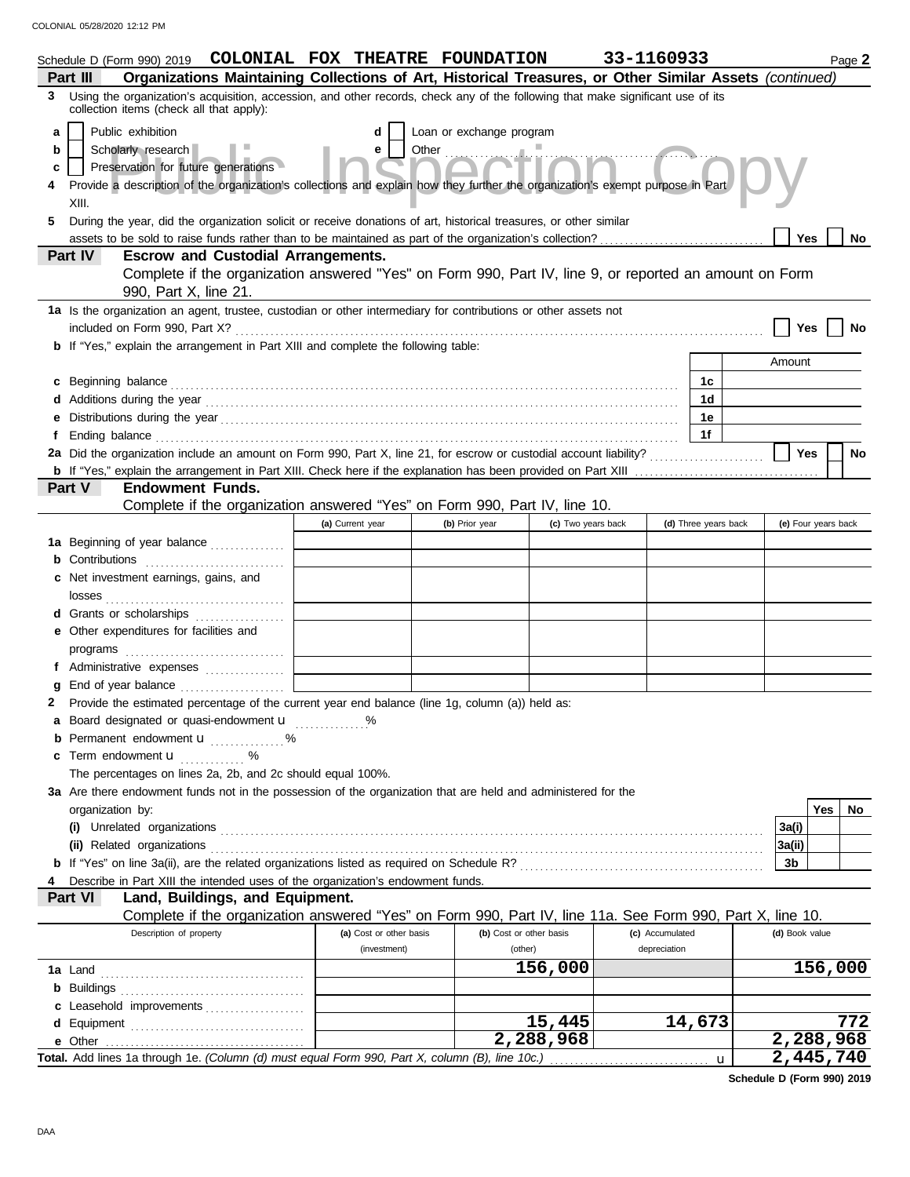Schedule D (Form 990) 2019 **COLONIAL FOX THEATRE FOUNDATION** **33-1160933** Page **2**

## Part III Organizations Maintaining Collections of Art, Historical Treasures, or Other Similar Assets *(continued)*

**3** Using the organization's acquisition, accession, and other records, check any of the following that make significant use of its collection items (check all that apply):

- **a** ☐ Public exhibition
- **b** ☐ Scholarly research
- **c** ☐ Preservation for future generations
- **d** ☐ Loan or exchange program
- **e** ☐ Other

**4** Provide a description of the organization's collections and explain how they further the organization's exempt purpose in Part XIII.

**5** During the year, did the organization solicit or receive donations of art, historical treasures, or other similar assets to be sold to raise funds rather than to be maintained as part of the organization's collection? ☐ Yes ☐ No

## Part IV Escrow and Custodial Arrangements.

Complete if the organization answered "Yes" on Form 990, Part IV, line 9, or reported an amount on Form 990, Part X, line 21.

**1a** Is the organization an agent, trustee, custodian or other intermediary for contributions or other assets not included on Form 990, Part X? ☐ Yes ☐ No

**b** If "Yes," explain the arrangement in Part XIII and complete the following table:

| | | Amount |
|---|---|---|
| **c** Beginning balance | 1c | |
| **d** Additions during the year | 1d | |
| **e** Distributions during the year | 1e | |
| **f** Ending balance | 1f | |

**2a** Did the organization include an amount on Form 990, Part X, line 21, for escrow or custodial account liability? ☐ Yes ☐ No

**b** If "Yes," explain the arrangement in Part XIII. Check here if the explanation has been provided on Part XIII ☐

## Part V Endowment Funds.

Complete if the organization answered "Yes" on Form 990, Part IV, line 10.

| | (a) Current year | (b) Prior year | (c) Two years back | (d) Three years back | (e) Four years back |
|---|---|---|---|---|---|
| **1a** Beginning of year balance | | | | | |
| **b** Contributions | | | | | |
| **c** Net investment earnings, gains, and losses | | | | | |
| **d** Grants or scholarships | | | | | |
| **e** Other expenditures for facilities and programs | | | | | |
| **f** Administrative expenses | | | | | |
| **g** End of year balance | | | | | |

**2** Provide the estimated percentage of the current year end balance (line 1g, column (a)) held as:

- **a** Board designated or quasi-endowment u ____ %
- **b** Permanent endowment u ____ %
- **c** Term endowment u ____ %

The percentages on lines 2a, 2b, and 2c should equal 100%.

**3a** Are there endowment funds not in the possession of the organization that are held and administered for the organization by:

| | | Yes | No |
|---|---|---|---|
| **(i)** Unrelated organizations | 3a(i) | | |
| **(ii)** Related organizations | 3a(ii) | | |
| **b** If "Yes" on line 3a(ii), are the related organizations listed as required on Schedule R? | 3b | | |

**4** Describe in Part XIII the intended uses of the organization's endowment funds.

## Part VI Land, Buildings, and Equipment.

Complete if the organization answered "Yes" on Form 990, Part IV, line 11a. See Form 990, Part X, line 10.

| Description of property | (a) Cost or other basis (investment) | (b) Cost or other basis (other) | (c) Accumulated depreciation | (d) Book value |
|---|---|---|---|---|
| **1a** Land | | 156,000 | | 156,000 |
| **b** Buildings | | | | |
| **c** Leasehold improvements | | | | |
| **d** Equipment | | 15,445 | 14,673 | 772 |
| **e** Other | | 2,288,968 | | 2,288,968 |
| **Total.** Add lines 1a through 1e. *(Column (d) must equal Form 990, Part X, column (B), line 10c.)* u | | | | 2,445,740 |

**Schedule D (Form 990) 2019**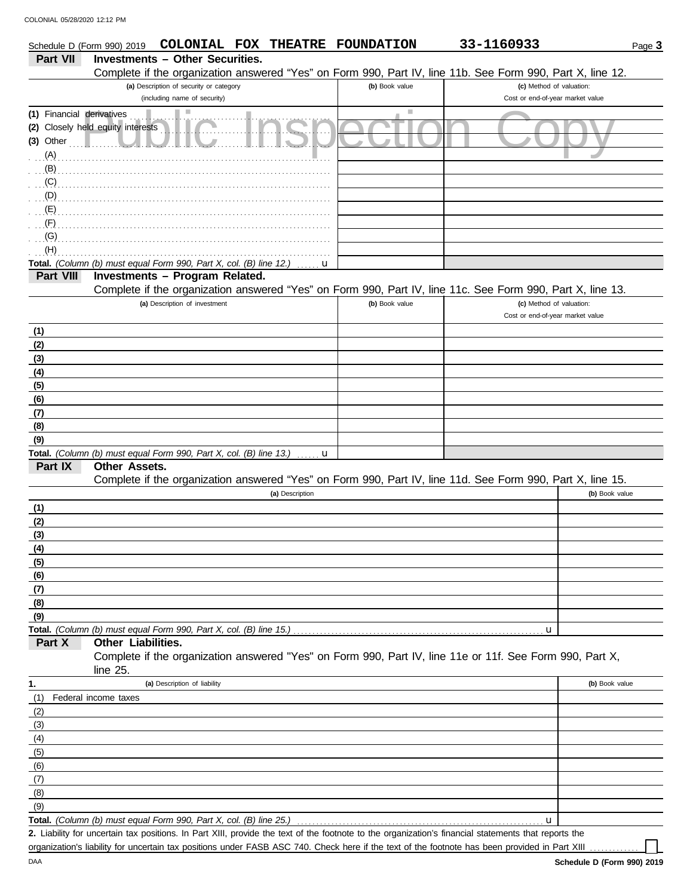Schedule D (Form 990) 2019 **COLONIAL FOX THEATRE FOUNDATION** **33-1160933** Page **3**

## Part VII Investments – Other Securities.

Complete if the organization answered "Yes" on Form 990, Part IV, line 11b. See Form 990, Part X, line 12.

| (a) Description of security or category (including name of security) | (b) Book value | (c) Method of valuation: Cost or end-of-year market value |
|---|---|---|
| (1) Financial derivatives | | |
| (2) Closely held equity interests | | |
| (3) Other | | |
| (A) | | |
| (B) | | |
| (C) | | |
| (D) | | |
| (E) | | |
| (F) | | |
| (G) | | |
| (H) | | |
| **Total.** *(Column (b) must equal Form 990, Part X, col. (B) line 12.)* u | | |

Public Inspection Copy

## Part VIII Investments – Program Related.

Complete if the organization answered "Yes" on Form 990, Part IV, line 11c. See Form 990, Part X, line 13.

| (a) Description of investment | (b) Book value | (c) Method of valuation: Cost or end-of-year market value |
|---|---|---|
| (1) | | |
| (2) | | |
| (3) | | |
| (4) | | |
| (5) | | |
| (6) | | |
| (7) | | |
| (8) | | |
| (9) | | |
| **Total.** *(Column (b) must equal Form 990, Part X, col. (B) line 13.)* u | | |

## Part IX Other Assets.

Complete if the organization answered "Yes" on Form 990, Part IV, line 11d. See Form 990, Part X, line 15.

| (a) Description | (b) Book value |
|---|---|
| (1) | |
| (2) | |
| (3) | |
| (4) | |
| (5) | |
| (6) | |
| (7) | |
| (8) | |
| (9) | |
| **Total.** *(Column (b) must equal Form 990, Part X, col. (B) line 15.)* u | |

## Part X Other Liabilities.

Complete if the organization answered "Yes" on Form 990, Part IV, line 11e or 11f. See Form 990, Part X, line 25.

| 1. (a) Description of liability | (b) Book value |
|---|---|
| (1) Federal income taxes | |
| (2) | |
| (3) | |
| (4) | |
| (5) | |
| (6) | |
| (7) | |
| (8) | |
| (9) | |
| **Total.** *(Column (b) must equal Form 990, Part X, col. (B) line 25.)* u | |

**2.** Liability for uncertain tax positions. In Part XIII, provide the text of the footnote to the organization's financial statements that reports the organization's liability for uncertain tax positions under FASB ASC 740. Check here if the text of the footnote has been provided in Part XIII ☐

DAA **Schedule D (Form 990) 2019**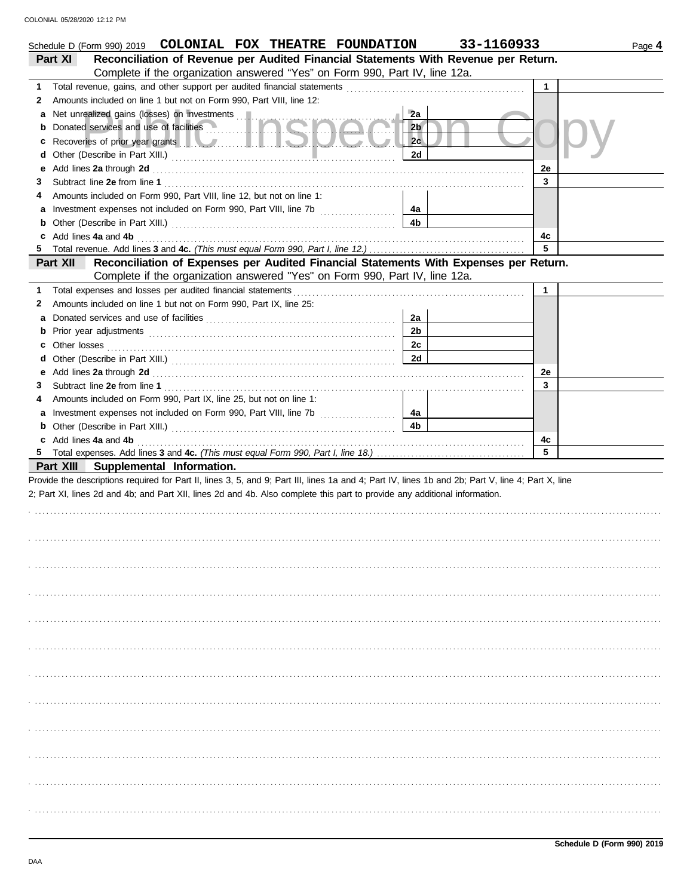Schedule D (Form 990) 2019 **COLONIAL FOX THEATRE FOUNDATION** **33-1160933** Page **4**

## Part XI Reconciliation of Revenue per Audited Financial Statements With Revenue per Return.

Complete if the organization answered "Yes" on Form 990, Part IV, line 12a.

| | | | | |
|---|---|---|---|---|
| **1** | Total revenue, gains, and other support per audited financial statements | | **1** | |
| **2** | Amounts included on line 1 but not on Form 990, Part VIII, line 12: | | | |
| **a** | Net unrealized gains (losses) on investments | **2a** | | |
| **b** | Donated services and use of facilities | **2b** | | |
| **c** | Recoveries of prior year grants | **2c** | | |
| **d** | Other (Describe in Part XIII.) | **2d** | | |
| **e** | Add lines **2a** through **2d** | | **2e** | |
| **3** | Subtract line **2e** from line **1** | | **3** | |
| **4** | Amounts included on Form 990, Part VIII, line 12, but not on line 1: | | | |
| **a** | Investment expenses not included on Form 990, Part VIII, line 7b | **4a** | | |
| **b** | Other (Describe in Part XIII.) | **4b** | | |
| **c** | Add lines **4a** and **4b** | | **4c** | |
| **5** | Total revenue. Add lines **3** and **4c.** *(This must equal Form 990, Part I, line 12.)* | | **5** | |

## Part XII Reconciliation of Expenses per Audited Financial Statements With Expenses per Return.

Complete if the organization answered "Yes" on Form 990, Part IV, line 12a.

| | | | | |
|---|---|---|---|---|
| **1** | Total expenses and losses per audited financial statements | | **1** | |
| **2** | Amounts included on line 1 but not on Form 990, Part IX, line 25: | | | |
| **a** | Donated services and use of facilities | **2a** | | |
| **b** | Prior year adjustments | **2b** | | |
| **c** | Other losses | **2c** | | |
| **d** | Other (Describe in Part XIII.) | **2d** | | |
| **e** | Add lines **2a** through **2d** | | **2e** | |
| **3** | Subtract line **2e** from line **1** | | **3** | |
| **4** | Amounts included on Form 990, Part IX, line 25, but not on line 1: | | | |
| **a** | Investment expenses not included on Form 990, Part VIII, line 7b | **4a** | | |
| **b** | Other (Describe in Part XIII.) | **4b** | | |
| **c** | Add lines **4a** and **4b** | | **4c** | |
| **5** | Total expenses. Add lines **3** and **4c.** *(This must equal Form 990, Part I, line 18.)* | | **5** | |

## Part XIII Supplemental Information.

Provide the descriptions required for Part II, lines 3, 5, and 9; Part III, lines 1a and 4; Part IV, lines 1b and 2b; Part V, line 4; Part X, line 2; Part XI, lines 2d and 4b; and Part XII, lines 2d and 4b. Also complete this part to provide any additional information.

**Schedule D (Form 990) 2019**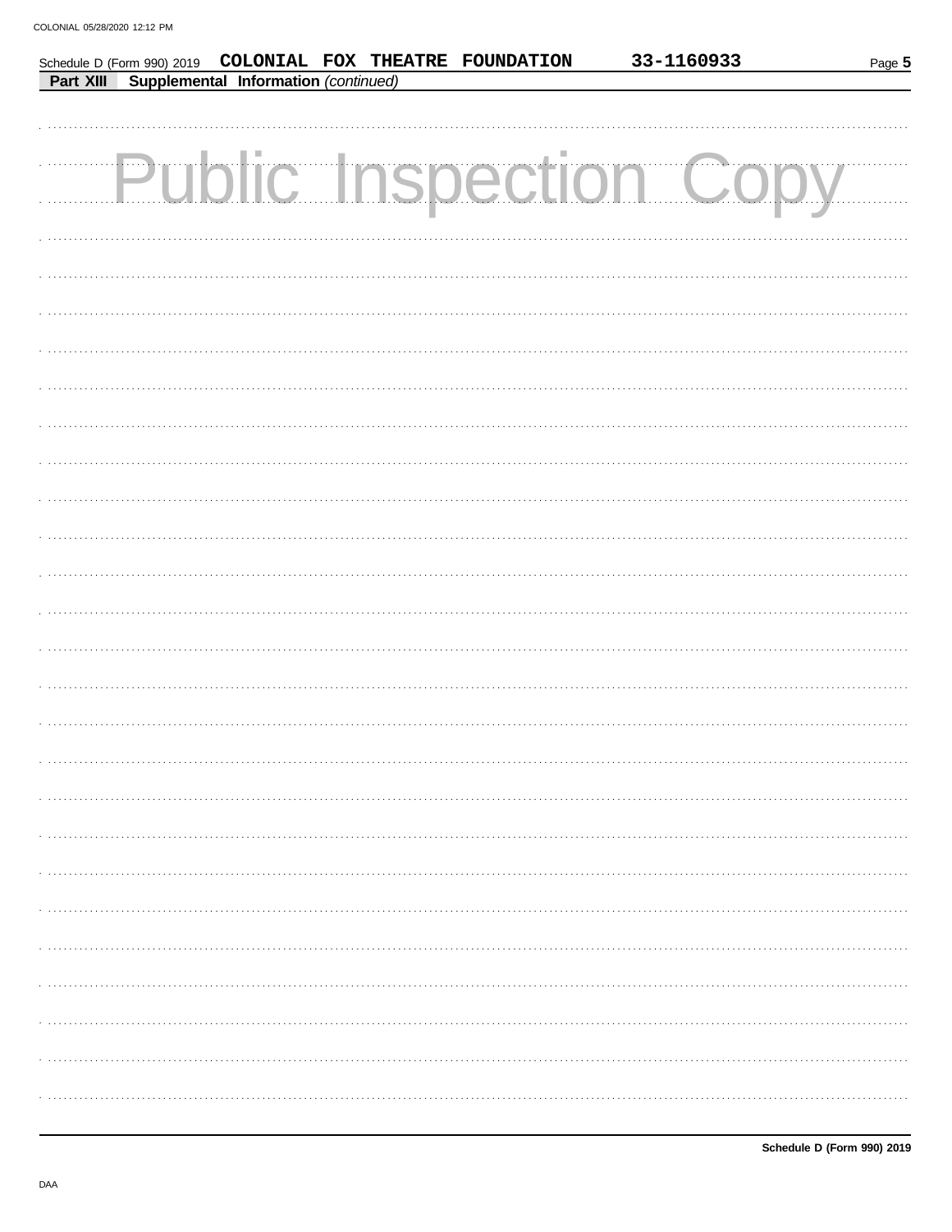Schedule D (Form 990) 2019 COLONIAL FOX THEATRE FOUNDATION 33-1160933 Page 5

**Part XIII Supplemental Information** *(continued)*

Public Inspection Copy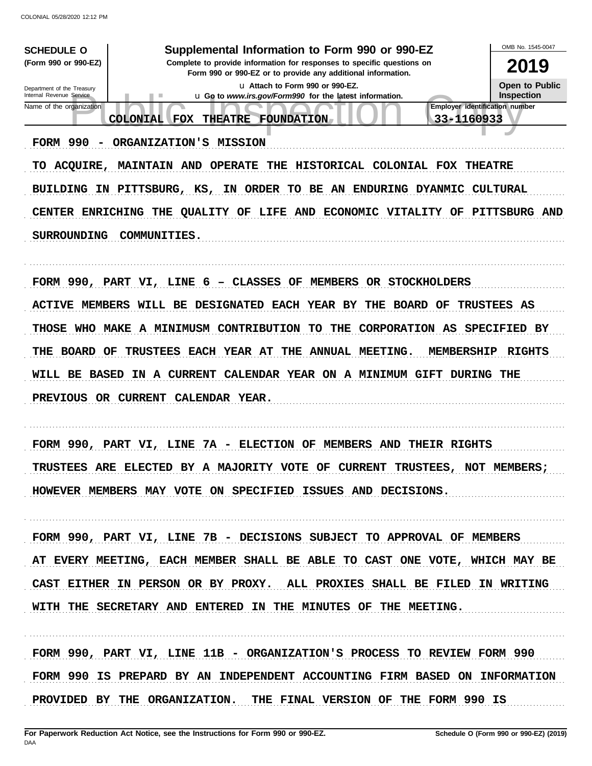**SCHEDULE O**
**(Form 990 or 990-EZ)**

Department of the Treasury
Internal Revenue Service

# Supplemental Information to Form 990 or 990-EZ

**Complete to provide information for responses to specific questions on Form 990 or 990-EZ or to provide any additional information.**

u Attach to Form 990 or 990-EZ.

u Go to *www.irs.gov/Form990* for the latest information.

OMB No. 1545-0047

**2019**

**Open to Public Inspection**

Name of the organization: COLONIAL FOX THEATRE FOUNDATION

Employer identification number: 33-1160933

FORM 990 - ORGANIZATION'S MISSION

TO ACQUIRE, MAINTAIN AND OPERATE THE HISTORICAL COLONIAL FOX THEATRE BUILDING IN PITTSBURG, KS, IN ORDER TO BE AN ENDURING DYANMIC CULTURAL CENTER ENRICHING THE QUALITY OF LIFE AND ECONOMIC VITALITY OF PITTSBURG AND SURROUNDING COMMUNITIES.

FORM 990, PART VI, LINE 6 – CLASSES OF MEMBERS OR STOCKHOLDERS

ACTIVE MEMBERS WILL BE DESIGNATED EACH YEAR BY THE BOARD OF TRUSTEES AS THOSE WHO MAKE A MINIMUSM CONTRIBUTION TO THE CORPORATION AS SPECIFIED BY THE BOARD OF TRUSTEES EACH YEAR AT THE ANNUAL MEETING. MEMBERSHIP RIGHTS WILL BE BASED IN A CURRENT CALENDAR YEAR ON A MINIMUM GIFT DURING THE PREVIOUS OR CURRENT CALENDAR YEAR.

FORM 990, PART VI, LINE 7A - ELECTION OF MEMBERS AND THEIR RIGHTS

TRUSTEES ARE ELECTED BY A MAJORITY VOTE OF CURRENT TRUSTEES, NOT MEMBERS; HOWEVER MEMBERS MAY VOTE ON SPECIFIED ISSUES AND DECISIONS.

FORM 990, PART VI, LINE 7B - DECISIONS SUBJECT TO APPROVAL OF MEMBERS

AT EVERY MEETING, EACH MEMBER SHALL BE ABLE TO CAST ONE VOTE, WHICH MAY BE CAST EITHER IN PERSON OR BY PROXY. ALL PROXIES SHALL BE FILED IN WRITING WITH THE SECRETARY AND ENTERED IN THE MINUTES OF THE MEETING.

FORM 990, PART VI, LINE 11B - ORGANIZATION'S PROCESS TO REVIEW FORM 990

FORM 990 IS PREPARD BY AN INDEPENDENT ACCOUNTING FIRM BASED ON INFORMATION PROVIDED BY THE ORGANIZATION. THE FINAL VERSION OF THE FORM 990 IS

**For Paperwork Reduction Act Notice, see the Instructions for Form 990 or 990-EZ.**

**Schedule O (Form 990 or 990-EZ) (2019)**

DAA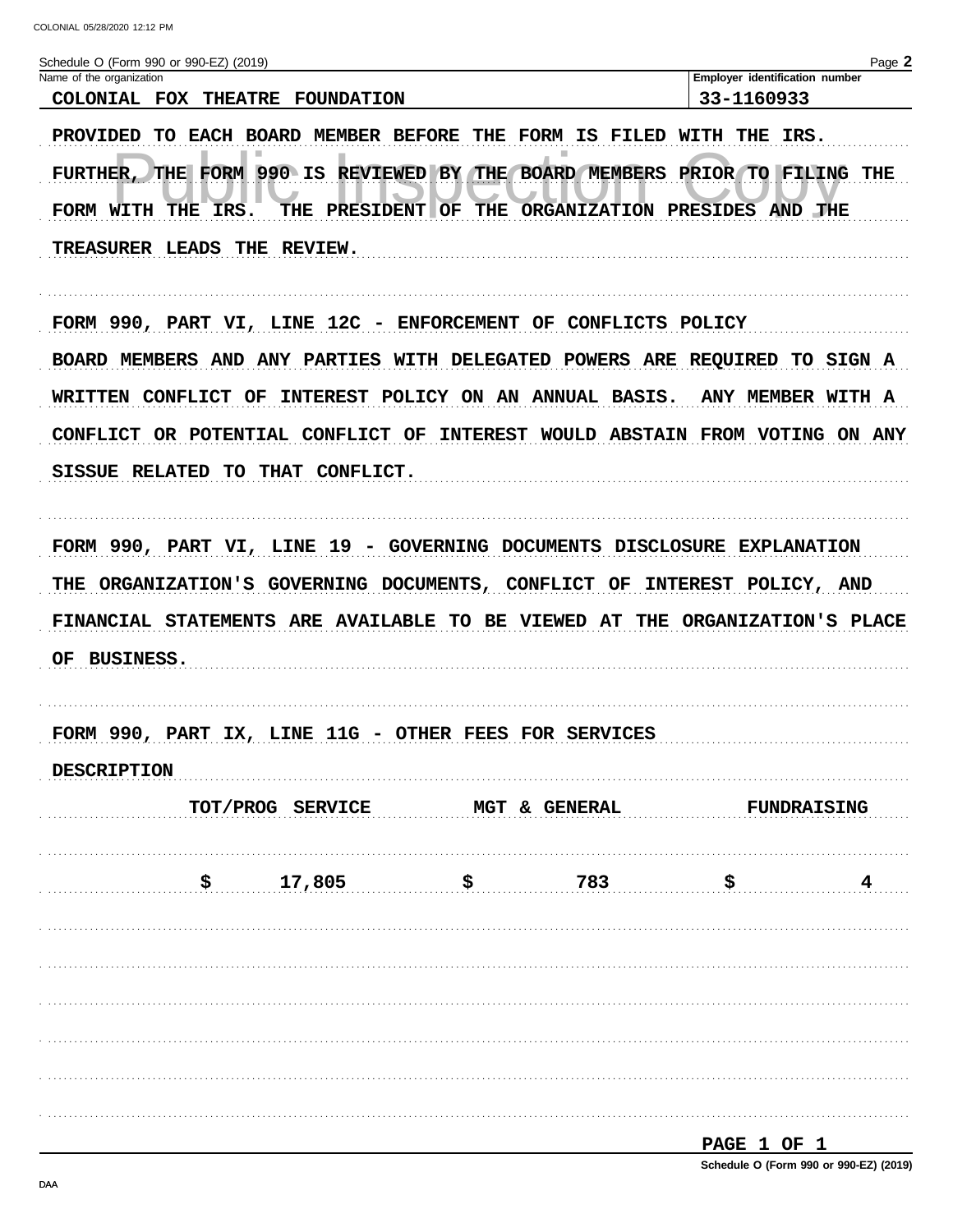Schedule O (Form 990 or 990-EZ) (2019)

Name of the organization: COLONIAL FOX THEATRE FOUNDATION

Employer identification number: 33-1160933

PROVIDED TO EACH BOARD MEMBER BEFORE THE FORM IS FILED WITH THE IRS. FURTHER, THE FORM 990 IS REVIEWED BY THE BOARD MEMBERS PRIOR TO FILING THE FORM WITH THE IRS. THE PRESIDENT OF THE ORGANIZATION PRESIDES AND THE TREASURER LEADS THE REVIEW.

FORM 990, PART VI, LINE 12C - ENFORCEMENT OF CONFLICTS POLICY

BOARD MEMBERS AND ANY PARTIES WITH DELEGATED POWERS ARE REQUIRED TO SIGN A WRITTEN CONFLICT OF INTEREST POLICY ON AN ANNUAL BASIS. ANY MEMBER WITH A CONFLICT OR POTENTIAL CONFLICT OF INTEREST WOULD ABSTAIN FROM VOTING ON ANY SISSUE RELATED TO THAT CONFLICT.

FORM 990, PART VI, LINE 19 - GOVERNING DOCUMENTS DISCLOSURE EXPLANATION

THE ORGANIZATION'S GOVERNING DOCUMENTS, CONFLICT OF INTEREST POLICY, AND FINANCIAL STATEMENTS ARE AVAILABLE TO BE VIEWED AT THE ORGANIZATION'S PLACE OF BUSINESS.

FORM 990, PART IX, LINE 11G - OTHER FEES FOR SERVICES

DESCRIPTION

| TOT/PROG SERVICE | MGT & GENERAL | FUNDRAISING |
|---|---|---|
| $ 17,805 | $ 783 | $ 4 |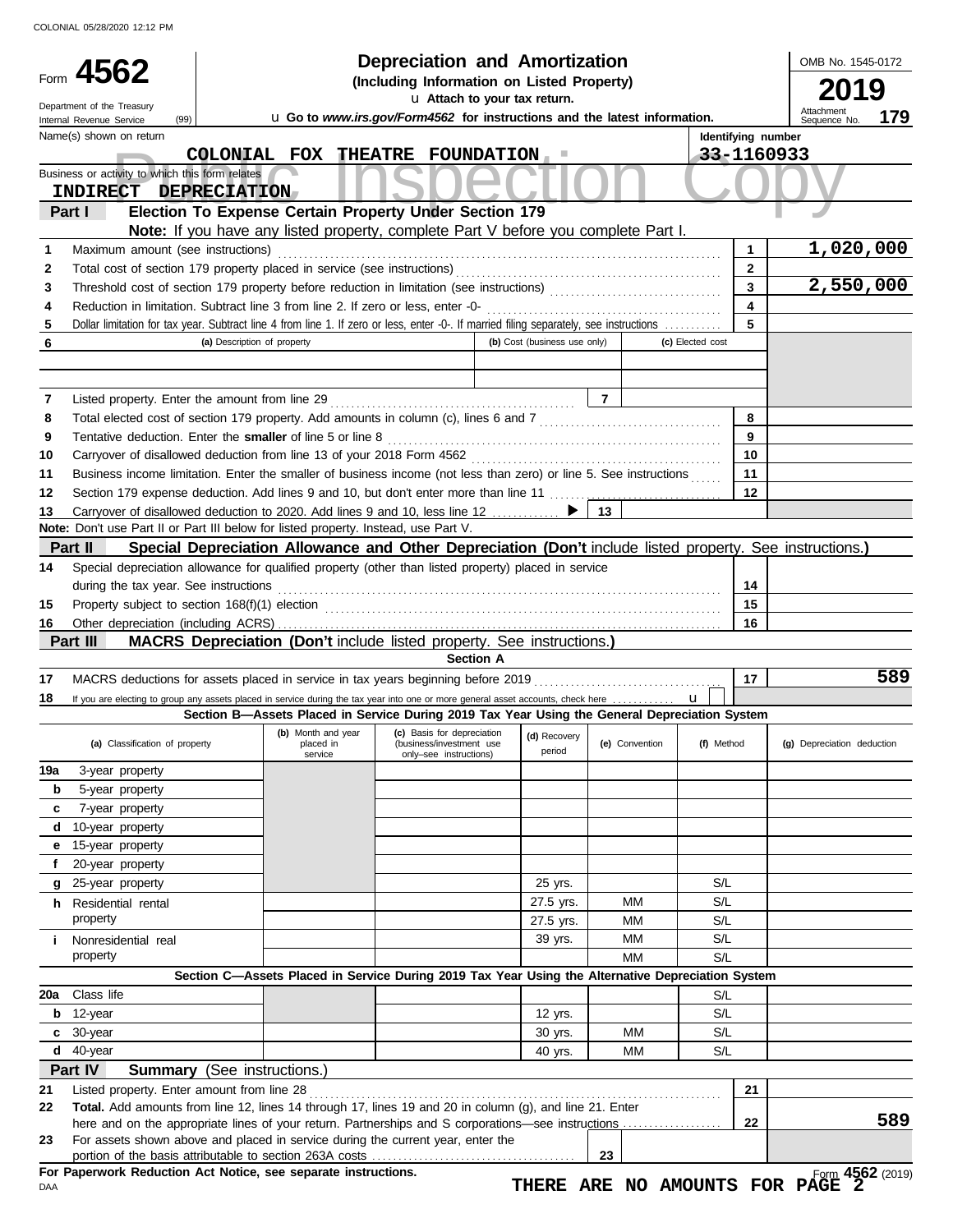COLONIAL 05/28/2020 12:12 PM

Form **4562**

Department of the Treasury
Internal Revenue Service (99)

# Depreciation and Amortization

**(Including Information on Listed Property)**

**u Attach to your tax return.**

**u Go to *www.irs.gov/Form4562* for instructions and the latest information.**

OMB No. 1545-0172

**2019**

Attachment Sequence No. **179**

Public Inspection Copy

| Name(s) shown on return | Identifying number |
|---|---|
| COLONIAL FOX THEATRE FOUNDATION | 33-1160933 |

Business or activity to which this form relates
INDIRECT DEPRECIATION

**Part I — Election To Expense Certain Property Under Section 179**

**Note:** If you have any listed property, complete Part V before you complete Part I.

| | | | |
|---|---|---|---|
| 1 | Maximum amount (see instructions) | 1 | 1,020,000 |
| 2 | Total cost of section 179 property placed in service (see instructions) | 2 | |
| 3 | Threshold cost of section 179 property before reduction in limitation (see instructions) | 3 | 2,550,000 |
| 4 | Reduction in limitation. Subtract line 3 from line 2. If zero or less, enter -0- | 4 | |
| 5 | Dollar limitation for tax year. Subtract line 4 from line 1. If zero or less, enter -0-. If married filing separately, see instructions | 5 | |

| 6 (a) Description of property | (b) Cost (business use only) | (c) Elected cost |
|---|---|---|
| | | |
| | | |

| | | | |
|---|---|---|---|
| 7 | Listed property. Enter the amount from line 29 | 7 | |
| 8 | Total elected cost of section 179 property. Add amounts in column (c), lines 6 and 7 | 8 | |
| 9 | Tentative deduction. Enter the **smaller** of line 5 or line 8 | 9 | |
| 10 | Carryover of disallowed deduction from line 13 of your 2018 Form 4562 | 10 | |
| 11 | Business income limitation. Enter the smaller of business income (not less than zero) or line 5. See instructions | 11 | |
| 12 | Section 179 expense deduction. Add lines 9 and 10, but don't enter more than line 11 | 12 | |
| 13 | Carryover of disallowed deduction to 2020. Add lines 9 and 10, less line 12 ▶ | 13 | |

**Note:** Don't use Part II or Part III below for listed property. Instead, use Part V.

**Part II — Special Depreciation Allowance and Other Depreciation (Don't include listed property. See instructions.)**

| | | | |
|---|---|---|---|
| 14 | Special depreciation allowance for qualified property (other than listed property) placed in service during the tax year. See instructions | 14 | |
| 15 | Property subject to section 168(f)(1) election | 15 | |
| 16 | Other depreciation (including ACRS) | 16 | |

**Part III — MACRS Depreciation (Don't include listed property. See instructions.)**

**Section A**

| | | | |
|---|---|---|---|
| 17 | MACRS deductions for assets placed in service in tax years beginning before 2019 | 17 | 589 |
| 18 | If you are electing to group any assets placed in service during the tax year into one or more general asset accounts, check here u | | |

**Section B—Assets Placed in Service During 2019 Tax Year Using the General Depreciation System**

| (a) Classification of property | (b) Month and year placed in service | (c) Basis for depreciation (business/investment use only–see instructions) | (d) Recovery period | (e) Convention | (f) Method | (g) Depreciation deduction |
|---|---|---|---|---|---|---|
| 19a 3-year property | | | | | | |
| b 5-year property | | | | | | |
| c 7-year property | | | | | | |
| d 10-year property | | | | | | |
| e 15-year property | | | | | | |
| f 20-year property | | | | | | |
| g 25-year property | | | 25 yrs. | | S/L | |
| h Residential rental property | | | 27.5 yrs. | MM | S/L | |
| | | | 27.5 yrs. | MM | S/L | |
| i Nonresidential real property | | | 39 yrs. | MM | S/L | |
| | | | | MM | S/L | |

**Section C—Assets Placed in Service During 2019 Tax Year Using the Alternative Depreciation System**

| (a) Classification of property | (b) Month and year placed in service | (c) Basis for depreciation | (d) Recovery period | (e) Convention | (f) Method | (g) Depreciation deduction |
|---|---|---|---|---|---|---|
| 20a Class life | | | | | S/L | |
| b 12-year | | | 12 yrs. | | S/L | |
| c 30-year | | | 30 yrs. | MM | S/L | |
| d 40-year | | | 40 yrs. | MM | S/L | |

**Part IV — Summary** (See instructions.)

| | | | |
|---|---|---|---|
| 21 | Listed property. Enter amount from line 28 | 21 | |
| 22 | **Total.** Add amounts from line 12, lines 14 through 17, lines 19 and 20 in column (g), and line 21. Enter here and on the appropriate lines of your return. Partnerships and S corporations—see instructions | 22 | 589 |
| 23 | For assets shown above and placed in service during the current year, enter the portion of the basis attributable to section 263A costs | 23 | |

**For Paperwork Reduction Act Notice, see separate instructions.**

DAA

THERE ARE NO AMOUNTS FOR PAGE 2

Form **4562** (2019)